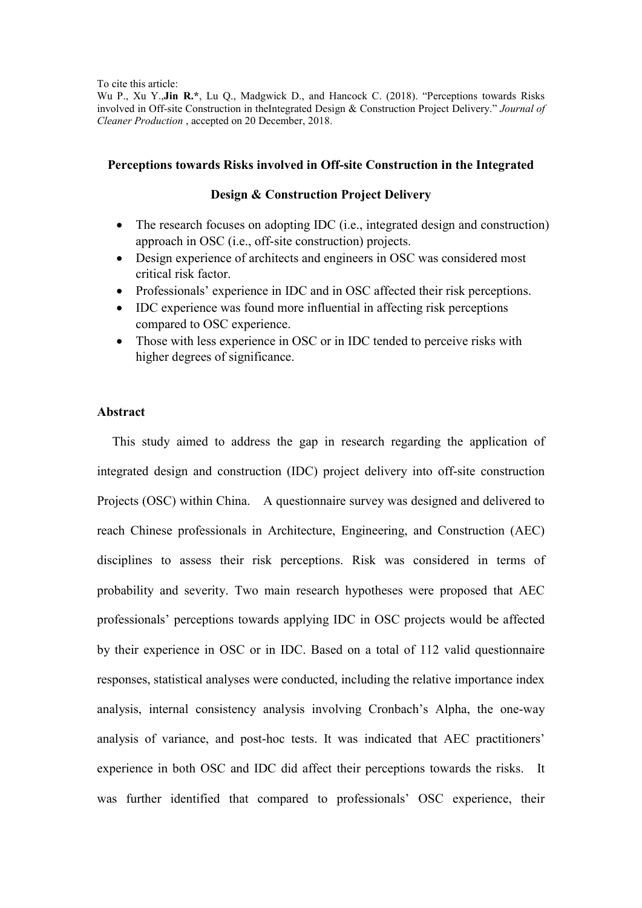To cite this article:
Wu P., Xu Y.,**Jin R.***, Lu Q., Madgwick D., and Hancock C. (2018). "Perceptions towards Risks involved in Off-site Construction in theIntegrated Design & Construction Project Delivery." *Journal of Cleaner Production* , accepted on 20 December, 2018.

# Perceptions towards Risks involved in Off-site Construction in the Integrated Design & Construction Project Delivery

- The research focuses on adopting IDC (i.e., integrated design and construction) approach in OSC (i.e., off-site construction) projects.
- Design experience of architects and engineers in OSC was considered most critical risk factor.
- Professionals' experience in IDC and in OSC affected their risk perceptions.
- IDC experience was found more influential in affecting risk perceptions compared to OSC experience.
- Those with less experience in OSC or in IDC tended to perceive risks with higher degrees of significance.

## Abstract

This study aimed to address the gap in research regarding the application of integrated design and construction (IDC) project delivery into off-site construction Projects (OSC) within China. A questionnaire survey was designed and delivered to reach Chinese professionals in Architecture, Engineering, and Construction (AEC) disciplines to assess their risk perceptions. Risk was considered in terms of probability and severity. Two main research hypotheses were proposed that AEC professionals' perceptions towards applying IDC in OSC projects would be affected by their experience in OSC or in IDC. Based on a total of 112 valid questionnaire responses, statistical analyses were conducted, including the relative importance index analysis, internal consistency analysis involving Cronbach's Alpha, the one-way analysis of variance, and post-hoc tests. It was indicated that AEC practitioners' experience in both OSC and IDC did affect their perceptions towards the risks. It was further identified that compared to professionals' OSC experience, their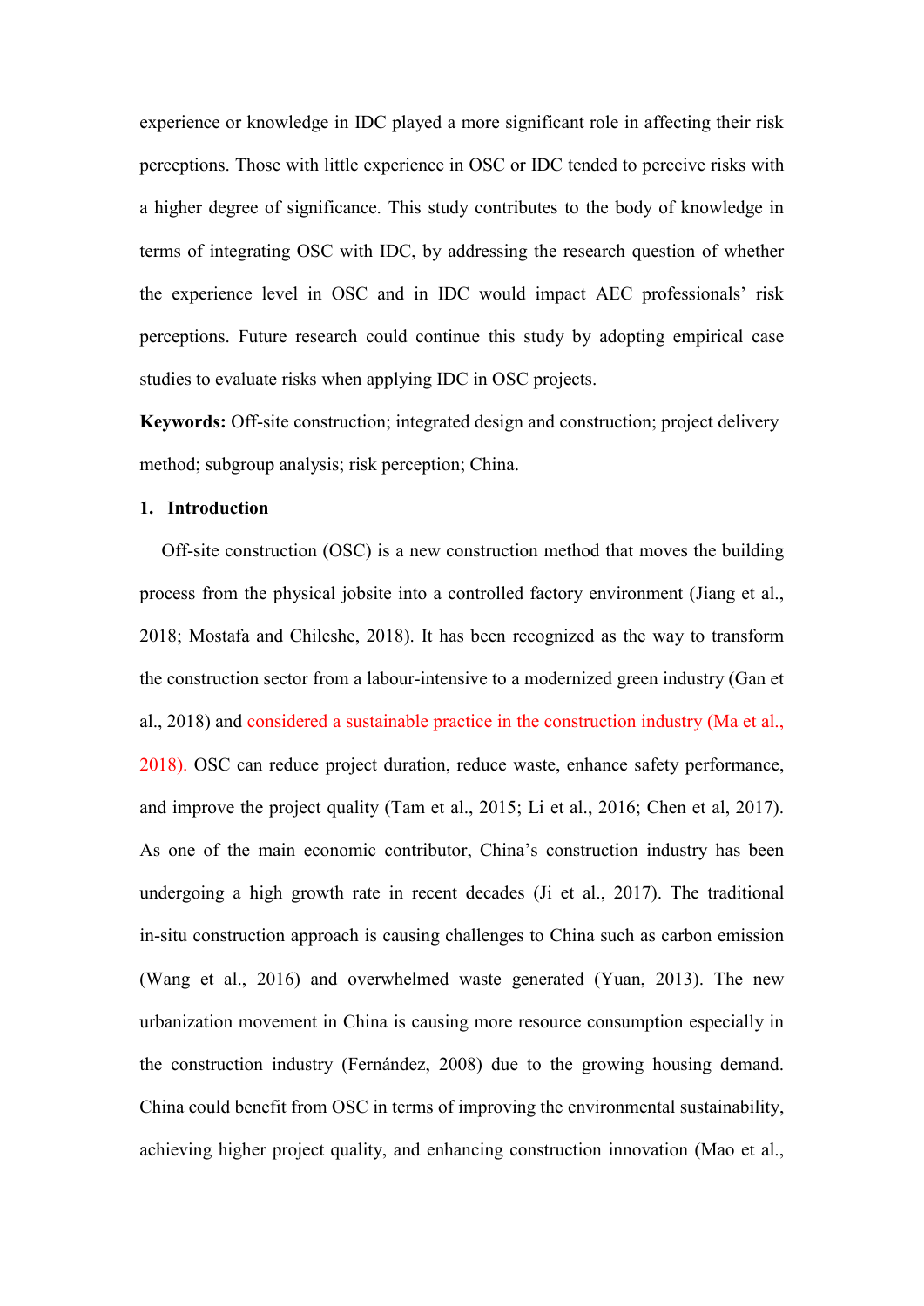experience or knowledge in IDC played a more significant role in affecting their risk perceptions. Those with little experience in OSC or IDC tended to perceive risks with a higher degree of significance. This study contributes to the body of knowledge in terms of integrating OSC with IDC, by addressing the research question of whether the experience level in OSC and in IDC would impact AEC professionals' risk perceptions. Future research could continue this study by adopting empirical case studies to evaluate risks when applying IDC in OSC projects.

**Keywords:** Off-site construction; integrated design and construction; project delivery method; subgroup analysis; risk perception; China.

## 1. Introduction

Off-site construction (OSC) is a new construction method that moves the building process from the physical jobsite into a controlled factory environment (Jiang et al., 2018; Mostafa and Chileshe, 2018). It has been recognized as the way to transform the construction sector from a labour-intensive to a modernized green industry (Gan et al., 2018) and considered a sustainable practice in the construction industry (Ma et al., 2018). OSC can reduce project duration, reduce waste, enhance safety performance, and improve the project quality (Tam et al., 2015; Li et al., 2016; Chen et al, 2017). As one of the main economic contributor, China's construction industry has been undergoing a high growth rate in recent decades (Ji et al., 2017). The traditional in-situ construction approach is causing challenges to China such as carbon emission (Wang et al., 2016) and overwhelmed waste generated (Yuan, 2013). The new urbanization movement in China is causing more resource consumption especially in the construction industry (Fernández, 2008) due to the growing housing demand. China could benefit from OSC in terms of improving the environmental sustainability, achieving higher project quality, and enhancing construction innovation (Mao et al.,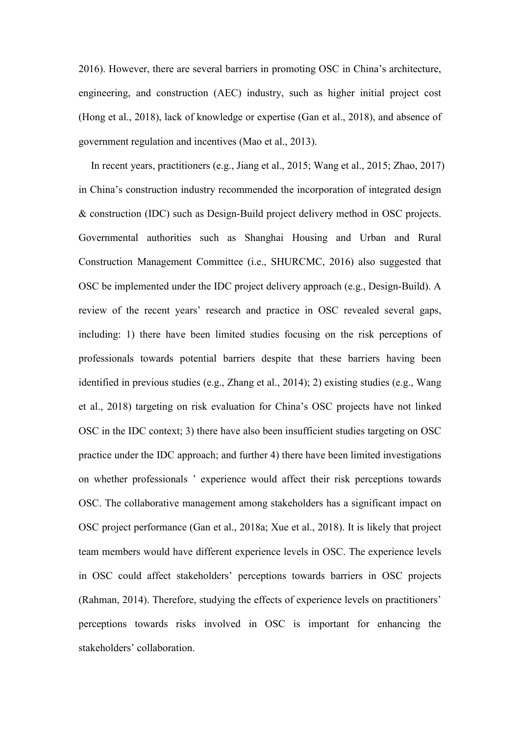2016). However, there are several barriers in promoting OSC in China's architecture, engineering, and construction (AEC) industry, such as higher initial project cost (Hong et al., 2018), lack of knowledge or expertise (Gan et al., 2018), and absence of government regulation and incentives (Mao et al., 2013).

In recent years, practitioners (e.g., Jiang et al., 2015; Wang et al., 2015; Zhao, 2017) in China's construction industry recommended the incorporation of integrated design & construction (IDC) such as Design-Build project delivery method in OSC projects. Governmental authorities such as Shanghai Housing and Urban and Rural Construction Management Committee (i.e., SHURCMC, 2016) also suggested that OSC be implemented under the IDC project delivery approach (e.g., Design-Build). A review of the recent years' research and practice in OSC revealed several gaps, including: 1) there have been limited studies focusing on the risk perceptions of professionals towards potential barriers despite that these barriers having been identified in previous studies (e.g., Zhang et al., 2014); 2) existing studies (e.g., Wang et al., 2018) targeting on risk evaluation for China's OSC projects have not linked OSC in the IDC context; 3) there have also been insufficient studies targeting on OSC practice under the IDC approach; and further 4) there have been limited investigations on whether professionals ' experience would affect their risk perceptions towards OSC. The collaborative management among stakeholders has a significant impact on OSC project performance (Gan et al., 2018a; Xue et al., 2018). It is likely that project team members would have different experience levels in OSC. The experience levels in OSC could affect stakeholders' perceptions towards barriers in OSC projects (Rahman, 2014). Therefore, studying the effects of experience levels on practitioners' perceptions towards risks involved in OSC is important for enhancing the stakeholders' collaboration.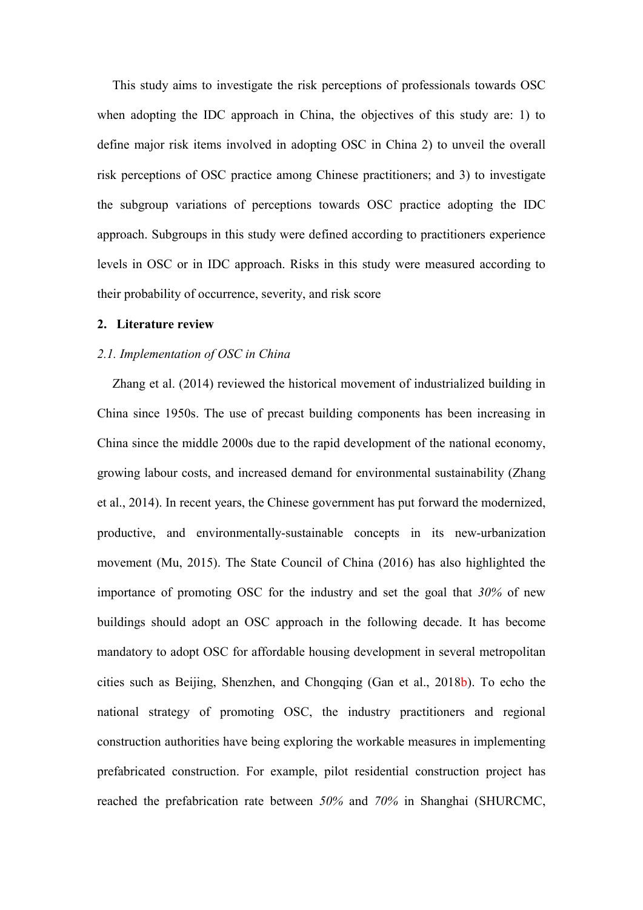This study aims to investigate the risk perceptions of professionals towards OSC when adopting the IDC approach in China, the objectives of this study are: 1) to define major risk items involved in adopting OSC in China 2) to unveil the overall risk perceptions of OSC practice among Chinese practitioners; and 3) to investigate the subgroup variations of perceptions towards OSC practice adopting the IDC approach. Subgroups in this study were defined according to practitioners experience levels in OSC or in IDC approach. Risks in this study were measured according to their probability of occurrence, severity, and risk score

## 2. Literature review

### *2.1. Implementation of OSC in China*

Zhang et al. (2014) reviewed the historical movement of industrialized building in China since 1950s. The use of precast building components has been increasing in China since the middle 2000s due to the rapid development of the national economy, growing labour costs, and increased demand for environmental sustainability (Zhang et al., 2014). In recent years, the Chinese government has put forward the modernized, productive, and environmentally-sustainable concepts in its new-urbanization movement (Mu, 2015). The State Council of China (2016) has also highlighted the importance of promoting OSC for the industry and set the goal that *30%* of new buildings should adopt an OSC approach in the following decade. It has become mandatory to adopt OSC for affordable housing development in several metropolitan cities such as Beijing, Shenzhen, and Chongqing (Gan et al., 2018b). To echo the national strategy of promoting OSC, the industry practitioners and regional construction authorities have being exploring the workable measures in implementing prefabricated construction. For example, pilot residential construction project has reached the prefabrication rate between *50%* and *70%* in Shanghai (SHURCMC,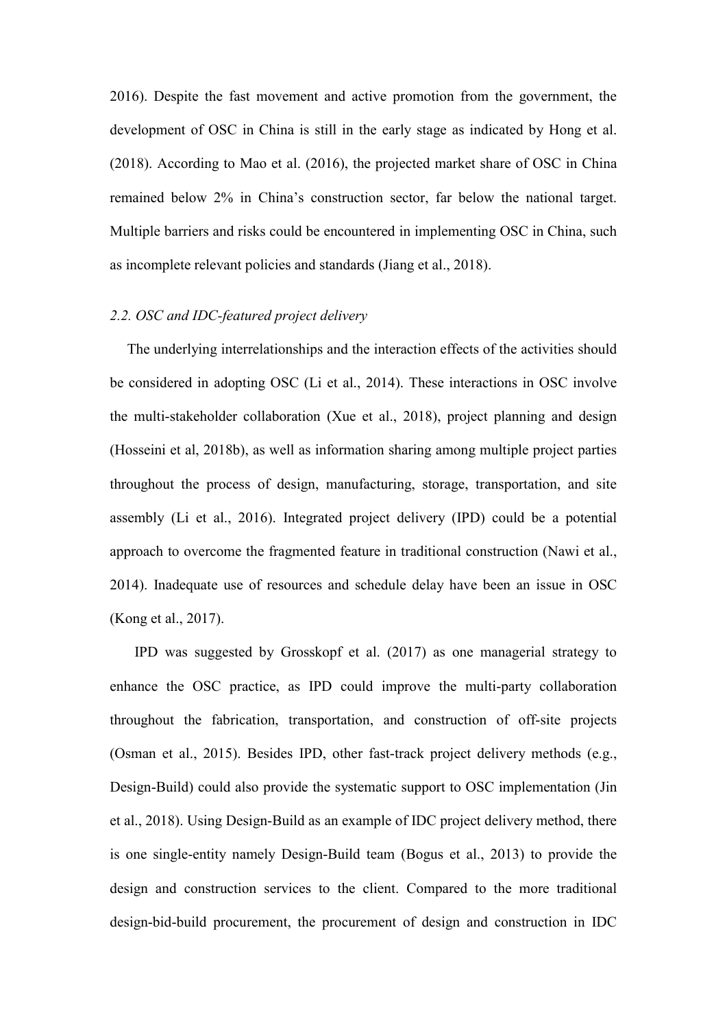2016). Despite the fast movement and active promotion from the government, the development of OSC in China is still in the early stage as indicated by Hong et al. (2018). According to Mao et al. (2016), the projected market share of OSC in China remained below 2% in China's construction sector, far below the national target. Multiple barriers and risks could be encountered in implementing OSC in China, such as incomplete relevant policies and standards (Jiang et al., 2018).

### *2.2. OSC and IDC-featured project delivery*

The underlying interrelationships and the interaction effects of the activities should be considered in adopting OSC (Li et al., 2014). These interactions in OSC involve the multi-stakeholder collaboration (Xue et al., 2018), project planning and design (Hosseini et al, 2018b), as well as information sharing among multiple project parties throughout the process of design, manufacturing, storage, transportation, and site assembly (Li et al., 2016). Integrated project delivery (IPD) could be a potential approach to overcome the fragmented feature in traditional construction (Nawi et al., 2014). Inadequate use of resources and schedule delay have been an issue in OSC (Kong et al., 2017).

IPD was suggested by Grosskopf et al. (2017) as one managerial strategy to enhance the OSC practice, as IPD could improve the multi-party collaboration throughout the fabrication, transportation, and construction of off-site projects (Osman et al., 2015). Besides IPD, other fast-track project delivery methods (e.g., Design-Build) could also provide the systematic support to OSC implementation (Jin et al., 2018). Using Design-Build as an example of IDC project delivery method, there is one single-entity namely Design-Build team (Bogus et al., 2013) to provide the design and construction services to the client. Compared to the more traditional design-bid-build procurement, the procurement of design and construction in IDC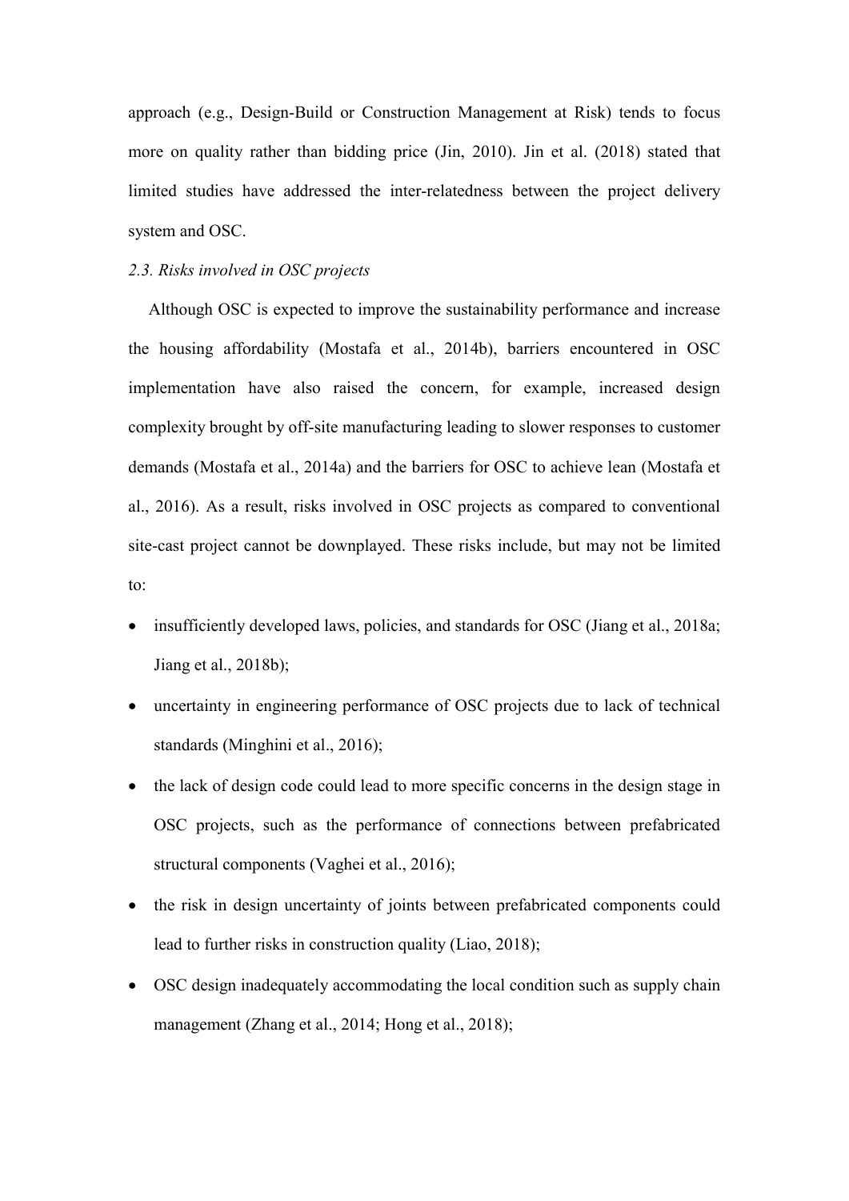approach (e.g., Design-Build or Construction Management at Risk) tends to focus more on quality rather than bidding price (Jin, 2010). Jin et al. (2018) stated that limited studies have addressed the inter-relatedness between the project delivery system and OSC.

### *2.3. Risks involved in OSC projects*

Although OSC is expected to improve the sustainability performance and increase the housing affordability (Mostafa et al., 2014b), barriers encountered in OSC implementation have also raised the concern, for example, increased design complexity brought by off-site manufacturing leading to slower responses to customer demands (Mostafa et al., 2014a) and the barriers for OSC to achieve lean (Mostafa et al., 2016). As a result, risks involved in OSC projects as compared to conventional site-cast project cannot be downplayed. These risks include, but may not be limited to:

- insufficiently developed laws, policies, and standards for OSC (Jiang et al., 2018a; Jiang et al., 2018b);
- uncertainty in engineering performance of OSC projects due to lack of technical standards (Minghini et al., 2016);
- the lack of design code could lead to more specific concerns in the design stage in OSC projects, such as the performance of connections between prefabricated structural components (Vaghei et al., 2016);
- the risk in design uncertainty of joints between prefabricated components could lead to further risks in construction quality (Liao, 2018);
- OSC design inadequately accommodating the local condition such as supply chain management (Zhang et al., 2014; Hong et al., 2018);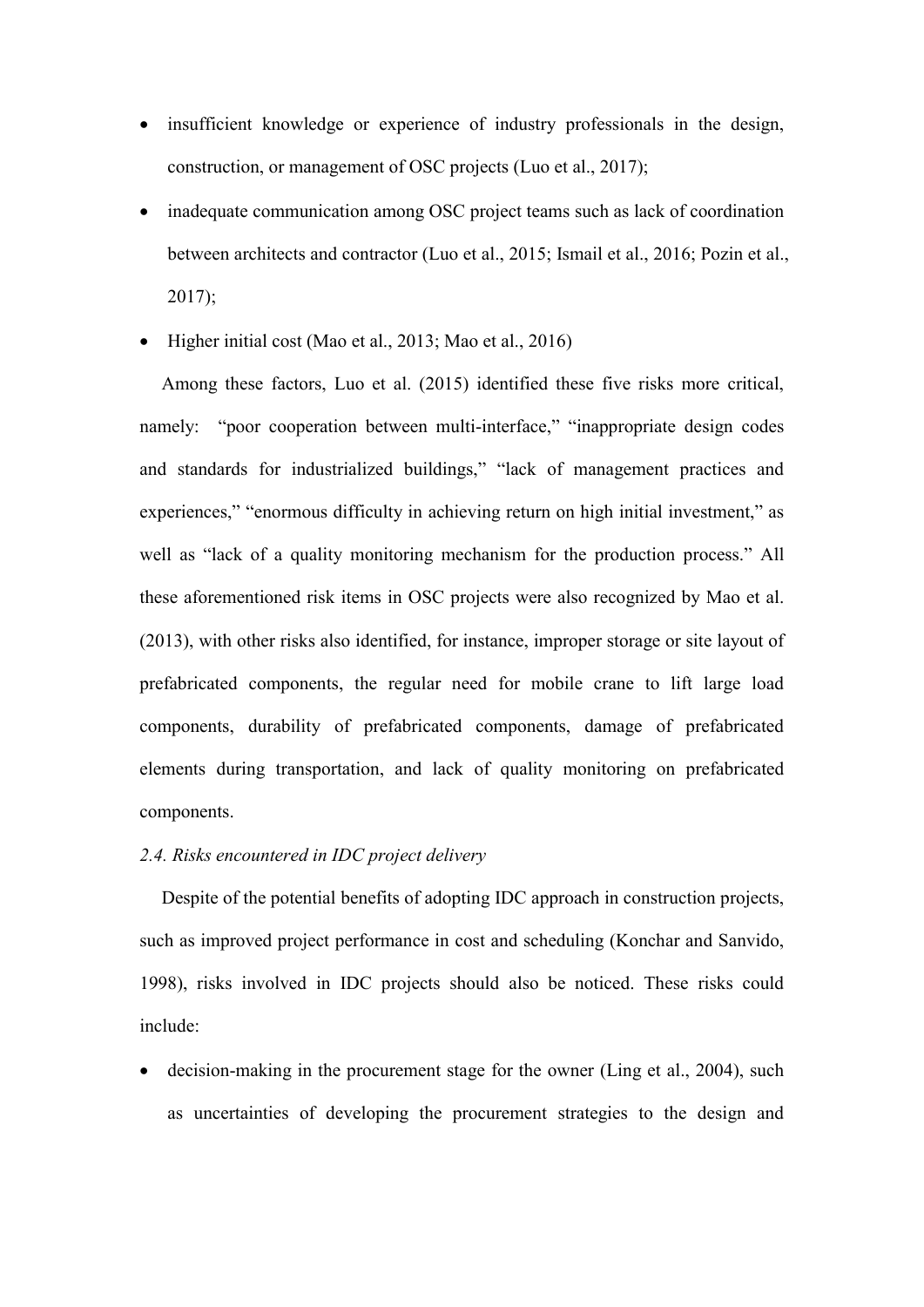- insufficient knowledge or experience of industry professionals in the design, construction, or management of OSC projects (Luo et al., 2017);
- inadequate communication among OSC project teams such as lack of coordination between architects and contractor (Luo et al., 2015; Ismail et al., 2016; Pozin et al., 2017);
- Higher initial cost (Mao et al., 2013; Mao et al., 2016)

Among these factors, Luo et al. (2015) identified these five risks more critical, namely: "poor cooperation between multi-interface," "inappropriate design codes and standards for industrialized buildings," "lack of management practices and experiences," "enormous difficulty in achieving return on high initial investment," as well as "lack of a quality monitoring mechanism for the production process." All these aforementioned risk items in OSC projects were also recognized by Mao et al. (2013), with other risks also identified, for instance, improper storage or site layout of prefabricated components, the regular need for mobile crane to lift large load components, durability of prefabricated components, damage of prefabricated elements during transportation, and lack of quality monitoring on prefabricated components.

### *2.4. Risks encountered in IDC project delivery*

Despite of the potential benefits of adopting IDC approach in construction projects, such as improved project performance in cost and scheduling (Konchar and Sanvido, 1998), risks involved in IDC projects should also be noticed. These risks could include:

- decision-making in the procurement stage for the owner (Ling et al., 2004), such as uncertainties of developing the procurement strategies to the design and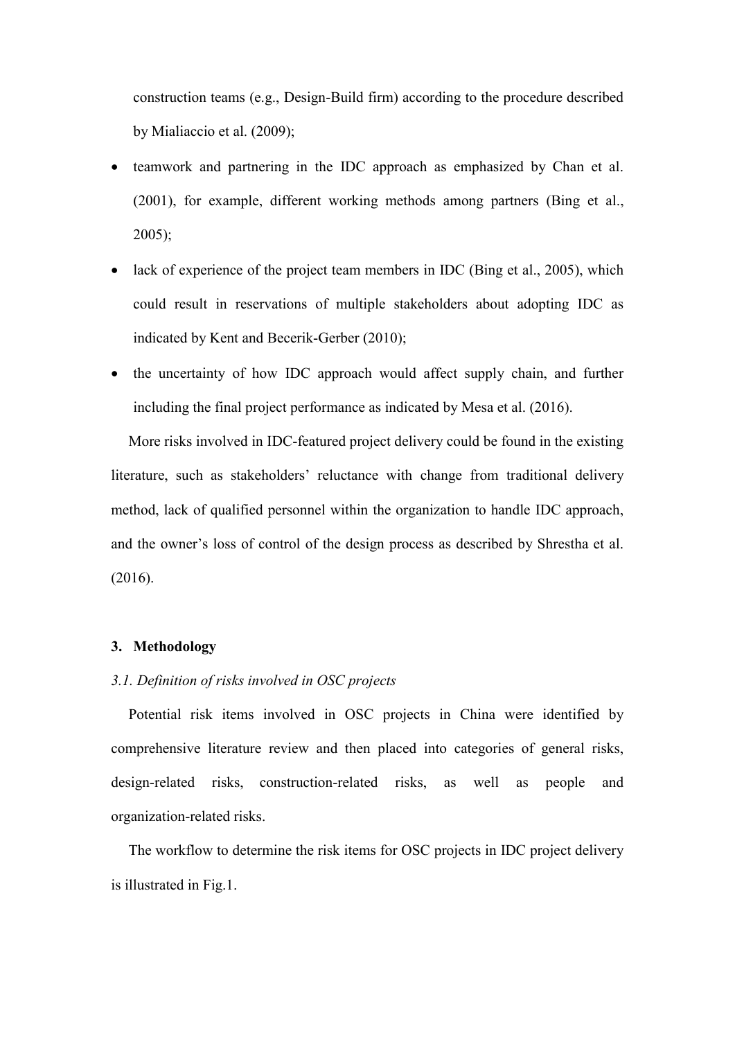construction teams (e.g., Design-Build firm) according to the procedure described by Mialiaccio et al. (2009);

- teamwork and partnering in the IDC approach as emphasized by Chan et al. (2001), for example, different working methods among partners (Bing et al., 2005);
- lack of experience of the project team members in IDC (Bing et al., 2005), which could result in reservations of multiple stakeholders about adopting IDC as indicated by Kent and Becerik-Gerber (2010);
- the uncertainty of how IDC approach would affect supply chain, and further including the final project performance as indicated by Mesa et al. (2016).

More risks involved in IDC-featured project delivery could be found in the existing literature, such as stakeholders' reluctance with change from traditional delivery method, lack of qualified personnel within the organization to handle IDC approach, and the owner's loss of control of the design process as described by Shrestha et al. (2016).

## 3. Methodology

### *3.1. Definition of risks involved in OSC projects*

Potential risk items involved in OSC projects in China were identified by comprehensive literature review and then placed into categories of general risks, design-related risks, construction-related risks, as well as people and organization-related risks.

The workflow to determine the risk items for OSC projects in IDC project delivery is illustrated in Fig.1.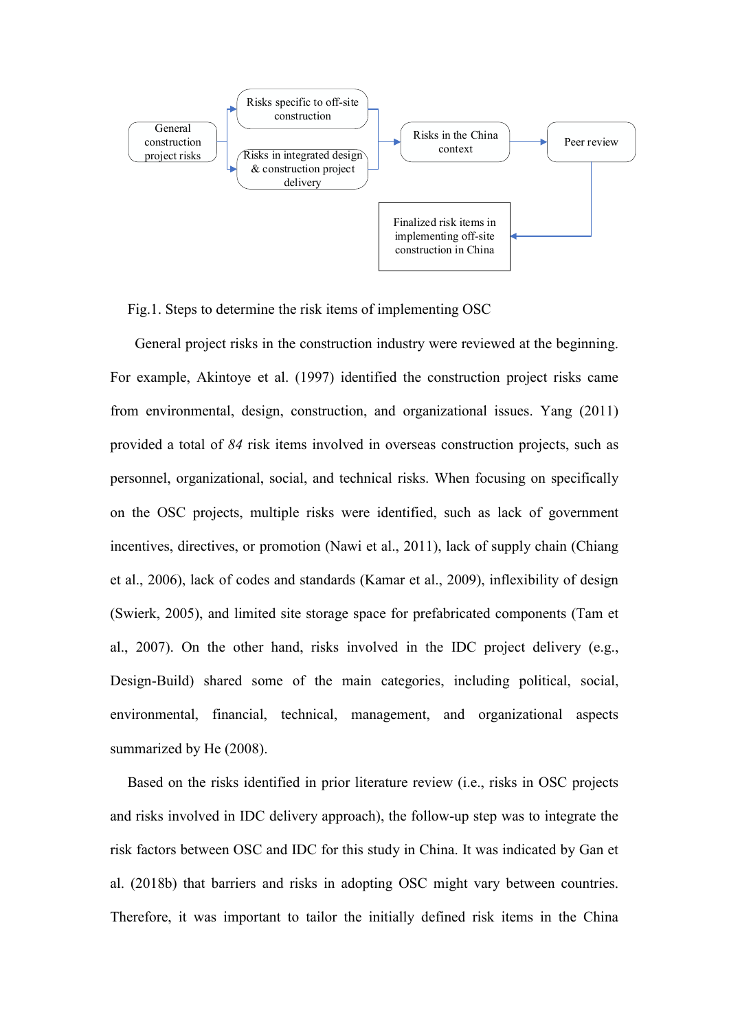Fig.1. Steps to determine the risk items of implementing OSC

General project risks in the construction industry were reviewed at the beginning. For example, Akintoye et al. (1997) identified the construction project risks came from environmental, design, construction, and organizational issues. Yang (2011) provided a total of *84* risk items involved in overseas construction projects, such as personnel, organizational, social, and technical risks. When focusing on specifically on the OSC projects, multiple risks were identified, such as lack of government incentives, directives, or promotion (Nawi et al., 2011), lack of supply chain (Chiang et al., 2006), lack of codes and standards (Kamar et al., 2009), inflexibility of design (Swierk, 2005), and limited site storage space for prefabricated components (Tam et al., 2007). On the other hand, risks involved in the IDC project delivery (e.g., Design-Build) shared some of the main categories, including political, social, environmental, financial, technical, management, and organizational aspects summarized by He (2008).

Based on the risks identified in prior literature review (i.e., risks in OSC projects and risks involved in IDC delivery approach), the follow-up step was to integrate the risk factors between OSC and IDC for this study in China. It was indicated by Gan et al. (2018b) that barriers and risks in adopting OSC might vary between countries. Therefore, it was important to tailor the initially defined risk items in the China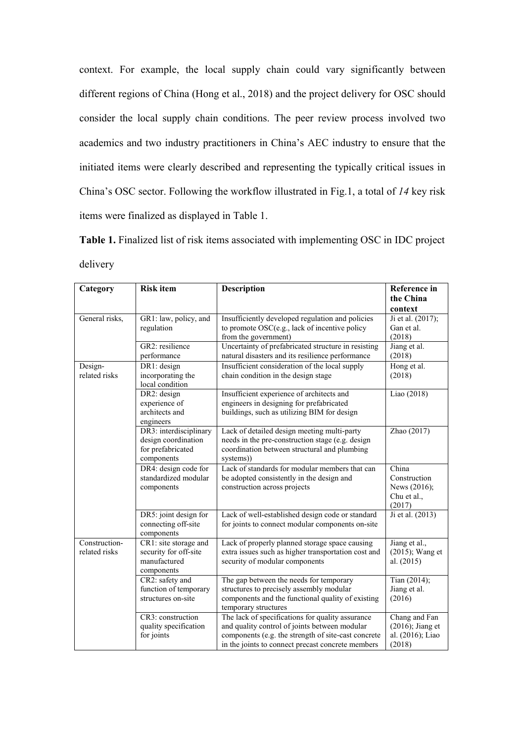context. For example, the local supply chain could vary significantly between different regions of China (Hong et al., 2018) and the project delivery for OSC should consider the local supply chain conditions. The peer review process involved two academics and two industry practitioners in China's AEC industry to ensure that the initiated items were clearly described and representing the typically critical issues in China's OSC sector. Following the workflow illustrated in Fig.1, a total of *14* key risk items were finalized as displayed in Table 1.

**Table 1.** Finalized list of risk items associated with implementing OSC in IDC project delivery

| Category | Risk item | Description | Reference in the China context |
|---|---|---|---|
| General risks, | GR1: law, policy, and regulation | Insufficiently developed regulation and policies to promote OSC(e.g., lack of incentive policy from the government) | Ji et al. (2017); Gan et al. (2018) |
| | GR2: resilience performance | Uncertainty of prefabricated structure in resisting natural disasters and its resilience performance | Jiang et al. (2018) |
| Design-related risks | DR1: design incorporating the local condition | Insufficient consideration of the local supply chain condition in the design stage | Hong et al. (2018) |
| | DR2: design experience of architects and engineers | Insufficient experience of architects and engineers in designing for prefabricated buildings, such as utilizing BIM for design | Liao (2018) |
| | DR3: interdisciplinary design coordination for prefabricated components | Lack of detailed design meeting multi-party needs in the pre-construction stage (e.g. design coordination between structural and plumbing systems)) | Zhao (2017) |
| | DR4: design code for standardized modular components | Lack of standards for modular members that can be adopted consistently in the design and construction across projects | China Construction News (2016); Chu et al., (2017) |
| | DR5: joint design for connecting off-site components | Lack of well-established design code or standard for joints to connect modular components on-site | Ji et al. (2013) |
| Construction-related risks | CR1: site storage and security for off-site manufactured components | Lack of properly planned storage space causing extra issues such as higher transportation cost and security of modular components | Jiang et al., (2015); Wang et al. (2015) |
| | CR2: safety and function of temporary structures on-site | The gap between the needs for temporary structures to precisely assembly modular components and the functional quality of existing temporary structures | Tian (2014); Jiang et al. (2016) |
| | CR3: construction quality specification for joints | The lack of specifications for quality assurance and quality control of joints between modular components (e.g. the strength of site-cast concrete in the joints to connect precast concrete members | Chang and Fan (2016); Jiang et al. (2016); Liao (2018) |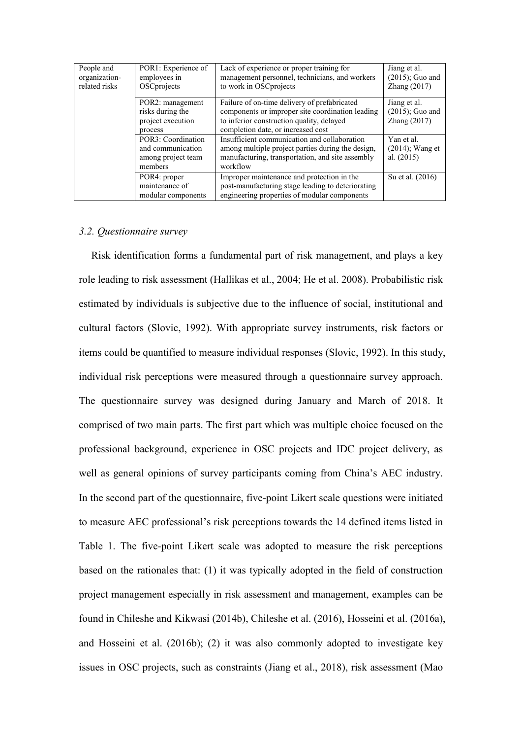| People and organization-related risks | POR1: Experience of employees in OSCprojects | Lack of experience or proper training for management personnel, technicians, and workers to work in OSCprojects | Jiang et al. (2015); Guo and Zhang (2017) |
|---|---|---|---|
| | POR2: management risks during the project execution process | Failure of on-time delivery of prefabricated components or improper site coordination leading to inferior construction quality, delayed completion date, or increased cost | Jiang et al. (2015); Guo and Zhang (2017) |
| | POR3: Coordination and communication among project team members | Insufficient communication and collaboration among multiple project parties during the design, manufacturing, transportation, and site assembly workflow | Yan et al. (2014); Wang et al. (2015) |
| | POR4: proper maintenance of modular components | Improper maintenance and protection in the post-manufacturing stage leading to deteriorating engineering properties of modular components | Su et al. (2016) |

### *3.2. Questionnaire survey*

Risk identification forms a fundamental part of risk management, and plays a key role leading to risk assessment (Hallikas et al., 2004; He et al. 2008). Probabilistic risk estimated by individuals is subjective due to the influence of social, institutional and cultural factors (Slovic, 1992). With appropriate survey instruments, risk factors or items could be quantified to measure individual responses (Slovic, 1992). In this study, individual risk perceptions were measured through a questionnaire survey approach. The questionnaire survey was designed during January and March of 2018. It comprised of two main parts. The first part which was multiple choice focused on the professional background, experience in OSC projects and IDC project delivery, as well as general opinions of survey participants coming from China's AEC industry. In the second part of the questionnaire, five-point Likert scale questions were initiated to measure AEC professional's risk perceptions towards the 14 defined items listed in Table 1. The five-point Likert scale was adopted to measure the risk perceptions based on the rationales that: (1) it was typically adopted in the field of construction project management especially in risk assessment and management, examples can be found in Chileshe and Kikwasi (2014b), Chileshe et al. (2016), Hosseini et al. (2016a), and Hosseini et al. (2016b); (2) it was also commonly adopted to investigate key issues in OSC projects, such as constraints (Jiang et al., 2018), risk assessment (Mao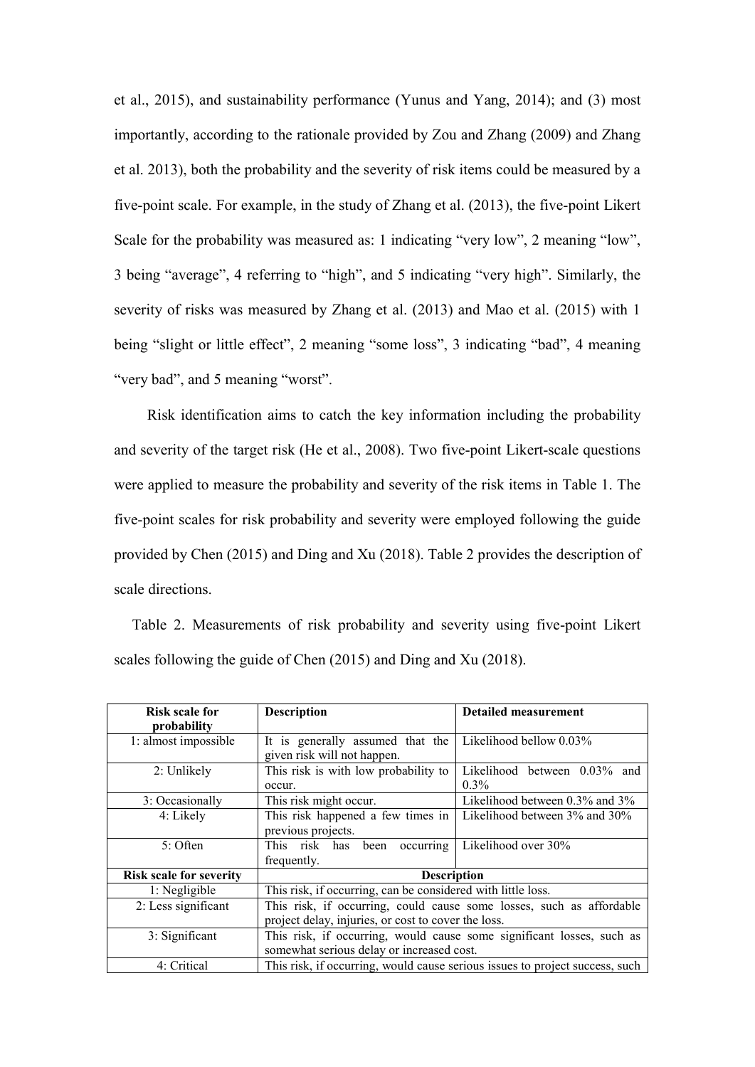et al., 2015), and sustainability performance (Yunus and Yang, 2014); and (3) most importantly, according to the rationale provided by Zou and Zhang (2009) and Zhang et al. 2013), both the probability and the severity of risk items could be measured by a five-point scale. For example, in the study of Zhang et al. (2013), the five-point Likert Scale for the probability was measured as: 1 indicating "very low", 2 meaning "low", 3 being "average", 4 referring to "high", and 5 indicating "very high". Similarly, the severity of risks was measured by Zhang et al. (2013) and Mao et al. (2015) with 1 being "slight or little effect", 2 meaning "some loss", 3 indicating "bad", 4 meaning "very bad", and 5 meaning "worst".

Risk identification aims to catch the key information including the probability and severity of the target risk (He et al., 2008). Two five-point Likert-scale questions were applied to measure the probability and severity of the risk items in Table 1. The five-point scales for risk probability and severity were employed following the guide provided by Chen (2015) and Ding and Xu (2018). Table 2 provides the description of scale directions.

Table 2. Measurements of risk probability and severity using five-point Likert scales following the guide of Chen (2015) and Ding and Xu (2018).

| **Risk scale for probability** | **Description** | **Detailed measurement** |
|---|---|---|
| 1: almost impossible | It is generally assumed that the given risk will not happen. | Likelihood bellow 0.03% |
| 2: Unlikely | This risk is with low probability to occur. | Likelihood between 0.03% and 0.3% |
| 3: Occasionally | This risk might occur. | Likelihood between 0.3% and 3% |
| 4: Likely | This risk happened a few times in previous projects. | Likelihood between 3% and 30% |
| 5: Often | This risk has been occurring frequently. | Likelihood over 30% |
| **Risk scale for severity** | **Description** | |
| 1: Negligible | This risk, if occurring, can be considered with little loss. | |
| 2: Less significant | This risk, if occurring, could cause some losses, such as affordable project delay, injuries, or cost to cover the loss. | |
| 3: Significant | This risk, if occurring, would cause some significant losses, such as somewhat serious delay or increased cost. | |
| 4: Critical | This risk, if occurring, would cause serious issues to project success, such | |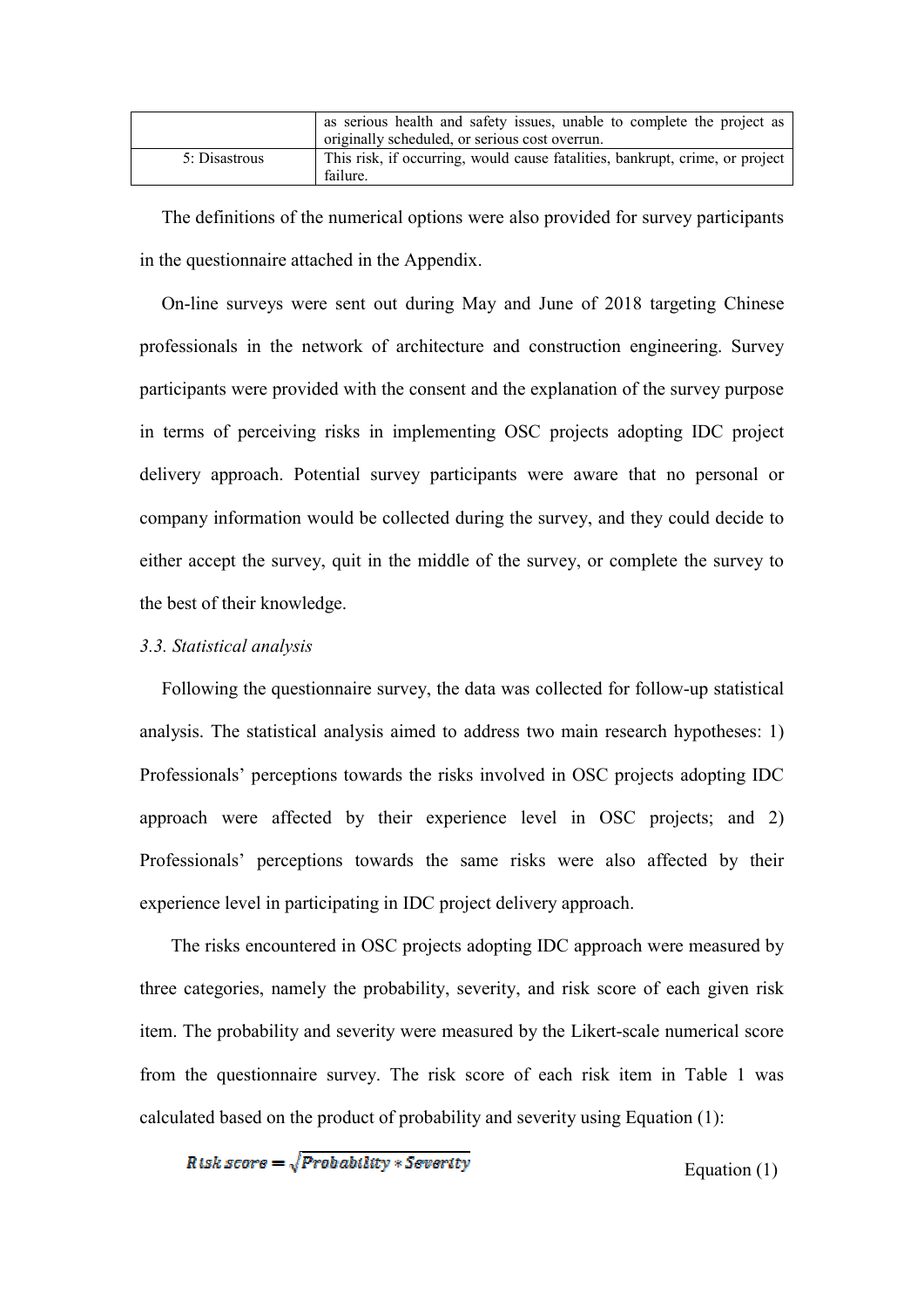| | |
|---|---|
| | as serious health and safety issues, unable to complete the project as originally scheduled, or serious cost overrun. |
| 5: Disastrous | This risk, if occurring, would cause fatalities, bankrupt, crime, or project failure. |

The definitions of the numerical options were also provided for survey participants in the questionnaire attached in the Appendix.

On-line surveys were sent out during May and June of 2018 targeting Chinese professionals in the network of architecture and construction engineering. Survey participants were provided with the consent and the explanation of the survey purpose in terms of perceiving risks in implementing OSC projects adopting IDC project delivery approach. Potential survey participants were aware that no personal or company information would be collected during the survey, and they could decide to either accept the survey, quit in the middle of the survey, or complete the survey to the best of their knowledge.

*3.3. Statistical analysis*

Following the questionnaire survey, the data was collected for follow-up statistical analysis. The statistical analysis aimed to address two main research hypotheses: 1) Professionals' perceptions towards the risks involved in OSC projects adopting IDC approach were affected by their experience level in OSC projects; and 2) Professionals' perceptions towards the same risks were also affected by their experience level in participating in IDC project delivery approach.

The risks encountered in OSC projects adopting IDC approach were measured by three categories, namely the probability, severity, and risk score of each given risk item. The probability and severity were measured by the Likert-scale numerical score from the questionnaire survey. The risk score of each risk item in Table 1 was calculated based on the product of probability and severity using Equation (1):

$$Risk\ score = \sqrt{Probability * Severity} \qquad \text{Equation (1)}$$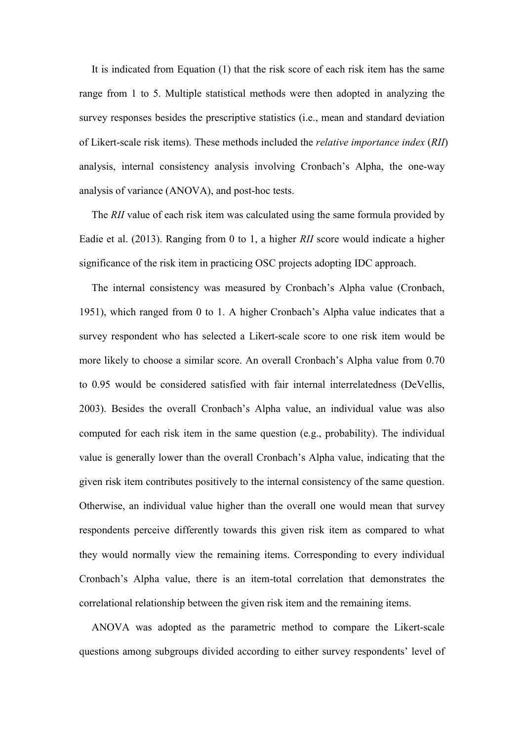It is indicated from Equation (1) that the risk score of each risk item has the same range from 1 to 5. Multiple statistical methods were then adopted in analyzing the survey responses besides the prescriptive statistics (i.e., mean and standard deviation of Likert-scale risk items). These methods included the *relative importance index* (*RII*) analysis, internal consistency analysis involving Cronbach's Alpha, the one-way analysis of variance (ANOVA), and post-hoc tests.

The *RII* value of each risk item was calculated using the same formula provided by Eadie et al. (2013). Ranging from 0 to 1, a higher *RII* score would indicate a higher significance of the risk item in practicing OSC projects adopting IDC approach.

The internal consistency was measured by Cronbach's Alpha value (Cronbach, 1951), which ranged from 0 to 1. A higher Cronbach's Alpha value indicates that a survey respondent who has selected a Likert-scale score to one risk item would be more likely to choose a similar score. An overall Cronbach's Alpha value from 0.70 to 0.95 would be considered satisfied with fair internal interrelatedness (DeVellis, 2003). Besides the overall Cronbach's Alpha value, an individual value was also computed for each risk item in the same question (e.g., probability). The individual value is generally lower than the overall Cronbach's Alpha value, indicating that the given risk item contributes positively to the internal consistency of the same question. Otherwise, an individual value higher than the overall one would mean that survey respondents perceive differently towards this given risk item as compared to what they would normally view the remaining items. Corresponding to every individual Cronbach's Alpha value, there is an item-total correlation that demonstrates the correlational relationship between the given risk item and the remaining items.

ANOVA was adopted as the parametric method to compare the Likert-scale questions among subgroups divided according to either survey respondents' level of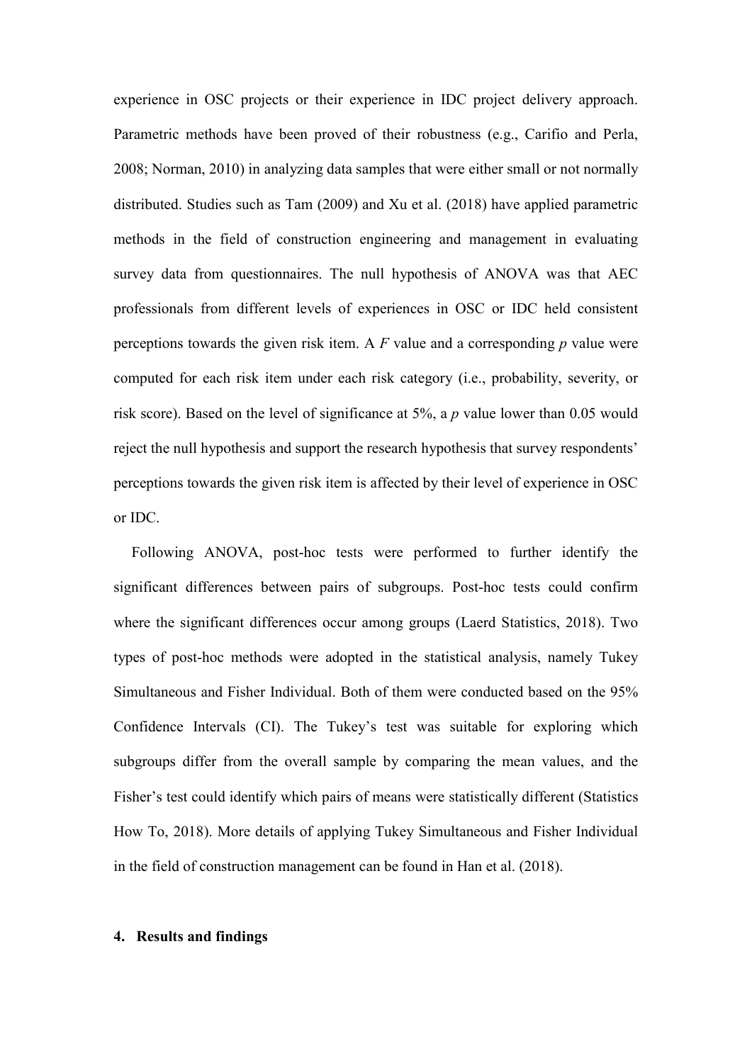experience in OSC projects or their experience in IDC project delivery approach. Parametric methods have been proved of their robustness (e.g., Carifio and Perla, 2008; Norman, 2010) in analyzing data samples that were either small or not normally distributed. Studies such as Tam (2009) and Xu et al. (2018) have applied parametric methods in the field of construction engineering and management in evaluating survey data from questionnaires. The null hypothesis of ANOVA was that AEC professionals from different levels of experiences in OSC or IDC held consistent perceptions towards the given risk item. A $F$ value and a corresponding $p$ value were computed for each risk item under each risk category (i.e., probability, severity, or risk score). Based on the level of significance at 5%, a $p$ value lower than 0.05 would reject the null hypothesis and support the research hypothesis that survey respondents' perceptions towards the given risk item is affected by their level of experience in OSC or IDC.

Following ANOVA, post-hoc tests were performed to further identify the significant differences between pairs of subgroups. Post-hoc tests could confirm where the significant differences occur among groups (Laerd Statistics, 2018). Two types of post-hoc methods were adopted in the statistical analysis, namely Tukey Simultaneous and Fisher Individual. Both of them were conducted based on the 95% Confidence Intervals (CI). The Tukey's test was suitable for exploring which subgroups differ from the overall sample by comparing the mean values, and the Fisher's test could identify which pairs of means were statistically different (Statistics How To, 2018). More details of applying Tukey Simultaneous and Fisher Individual in the field of construction management can be found in Han et al. (2018).

## 4. Results and findings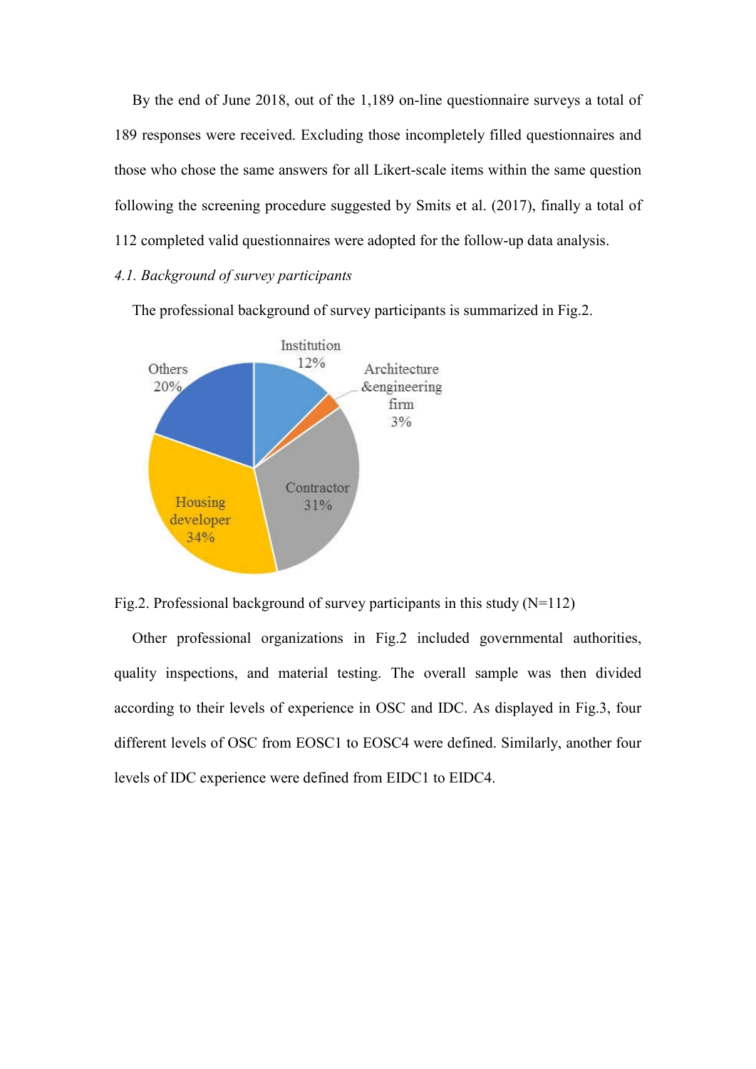By the end of June 2018, out of the 1,189 on-line questionnaire surveys a total of 189 responses were received. Excluding those incompletely filled questionnaires and those who chose the same answers for all Likert-scale items within the same question following the screening procedure suggested by Smits et al. (2017), finally a total of 112 completed valid questionnaires were adopted for the follow-up data analysis.

*4.1. Background of survey participants*

The professional background of survey participants is summarized in Fig.2.

Fig.2. Professional background of survey participants in this study (N=112)

Other professional organizations in Fig.2 included governmental authorities, quality inspections, and material testing. The overall sample was then divided according to their levels of experience in OSC and IDC. As displayed in Fig.3, four different levels of OSC from EOSC1 to EOSC4 were defined. Similarly, another four levels of IDC experience were defined from EIDC1 to EIDC4.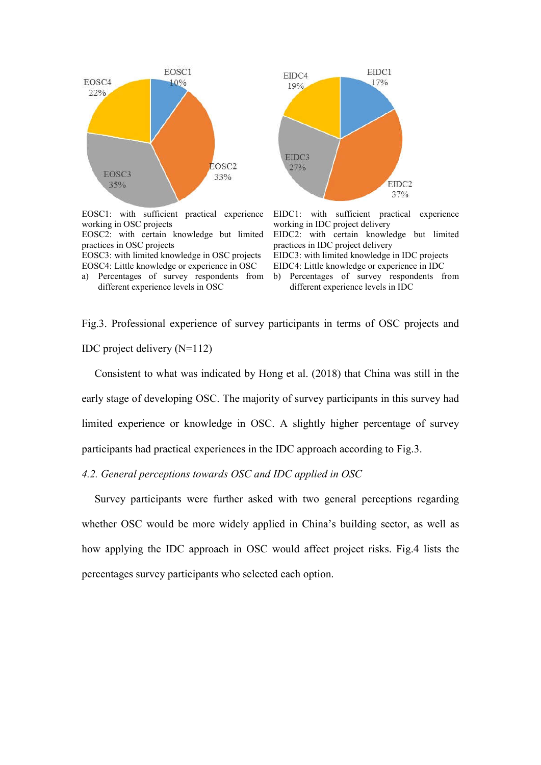EOSC1: with sufficient practical experience working in OSC projects
EOSC2: with certain knowledge but limited practices in OSC projects
EOSC3: with limited knowledge in OSC projects
EOSC4: Little knowledge or experience in OSC

a) Percentages of survey respondents from different experience levels in OSC

EIDC1: with sufficient practical experience working in IDC project delivery
EIDC2: with certain knowledge but limited practices in IDC project delivery
EIDC3: with limited knowledge in IDC projects
EIDC4: Little knowledge or experience in IDC

b) Percentages of survey respondents from different experience levels in IDC

Fig.3. Professional experience of survey participants in terms of OSC projects and IDC project delivery (N=112)

Consistent to what was indicated by Hong et al. (2018) that China was still in the early stage of developing OSC. The majority of survey participants in this survey had limited experience or knowledge in OSC. A slightly higher percentage of survey participants had practical experiences in the IDC approach according to Fig.3.

### *4.2. General perceptions towards OSC and IDC applied in OSC*

Survey participants were further asked with two general perceptions regarding whether OSC would be more widely applied in China's building sector, as well as how applying the IDC approach in OSC would affect project risks. Fig.4 lists the percentages survey participants who selected each option.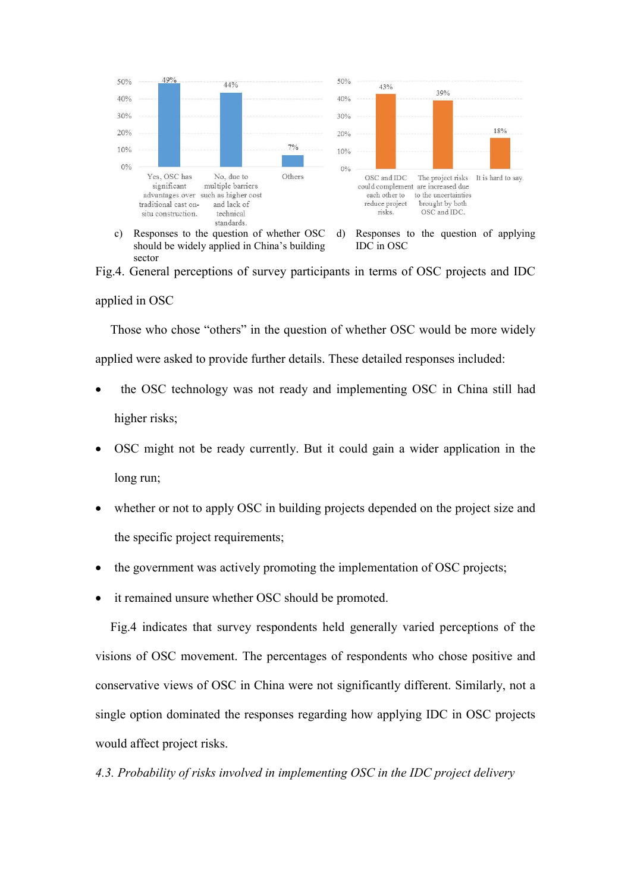| | 49% | 44% | 7% |
|---|---|---|---|
| Response | Yes, OSC has significant advantages over traditional cast on-situ construction. | No, due to multiple barriers such as higher cost and lack of technical standards. | Others |

c) Responses to the question of whether OSC should be widely applied in China's building sector

| | 43% | 39% | 18% |
|---|---|---|---|
| Response | OSC and IDC could complement each other to reduce project risks. | The project risks are increased due to the uncertainties brought by both OSC and IDC. | It is hard to say. |

d) Responses to the question of applying IDC in OSC

Fig.4. General perceptions of survey participants in terms of OSC projects and IDC applied in OSC

Those who chose "others" in the question of whether OSC would be more widely applied were asked to provide further details. These detailed responses included:

- the OSC technology was not ready and implementing OSC in China still had higher risks;
- OSC might not be ready currently. But it could gain a wider application in the long run;
- whether or not to apply OSC in building projects depended on the project size and the specific project requirements;
- the government was actively promoting the implementation of OSC projects;
- it remained unsure whether OSC should be promoted.

Fig.4 indicates that survey respondents held generally varied perceptions of the visions of OSC movement. The percentages of respondents who chose positive and conservative views of OSC in China were not significantly different. Similarly, not a single option dominated the responses regarding how applying IDC in OSC projects would affect project risks.

*4.3. Probability of risks involved in implementing OSC in the IDC project delivery*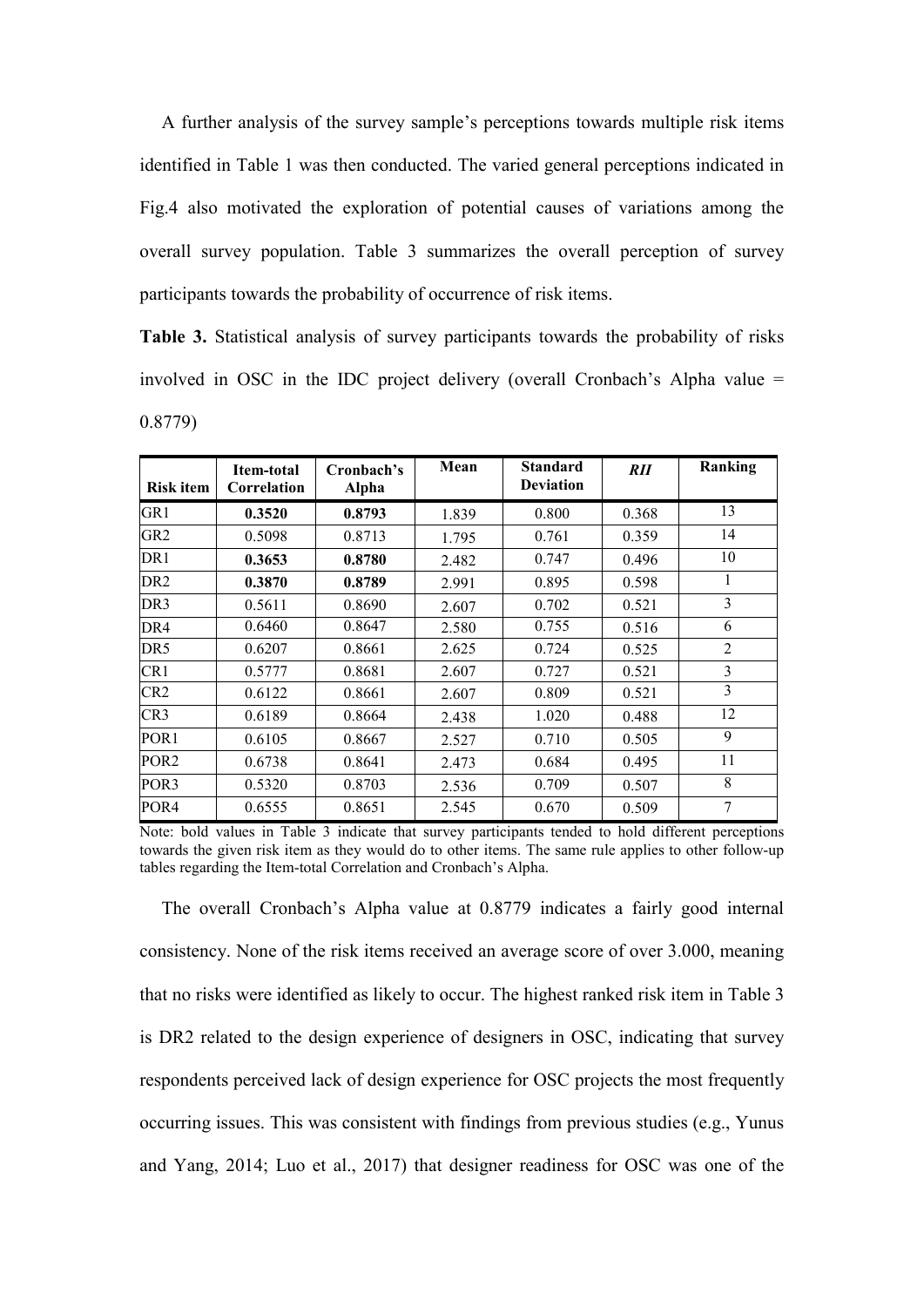A further analysis of the survey sample's perceptions towards multiple risk items identified in Table 1 was then conducted. The varied general perceptions indicated in Fig.4 also motivated the exploration of potential causes of variations among the overall survey population. Table 3 summarizes the overall perception of survey participants towards the probability of occurrence of risk items.

**Table 3.** Statistical analysis of survey participants towards the probability of risks involved in OSC in the IDC project delivery (overall Cronbach's Alpha value = 0.8779)

| Risk item | Item-total Correlation | Cronbach's Alpha | Mean | Standard Deviation | *RII* | Ranking |
|---|---|---|---|---|---|---|
| GR1 | **0.3520** | **0.8793** | 1.839 | 0.800 | 0.368 | 13 |
| GR2 | 0.5098 | 0.8713 | 1.795 | 0.761 | 0.359 | 14 |
| DR1 | **0.3653** | **0.8780** | 2.482 | 0.747 | 0.496 | 10 |
| DR2 | **0.3870** | **0.8789** | 2.991 | 0.895 | 0.598 | 1 |
| DR3 | 0.5611 | 0.8690 | 2.607 | 0.702 | 0.521 | 3 |
| DR4 | 0.6460 | 0.8647 | 2.580 | 0.755 | 0.516 | 6 |
| DR5 | 0.6207 | 0.8661 | 2.625 | 0.724 | 0.525 | 2 |
| CR1 | 0.5777 | 0.8681 | 2.607 | 0.727 | 0.521 | 3 |
| CR2 | 0.6122 | 0.8661 | 2.607 | 0.809 | 0.521 | 3 |
| CR3 | 0.6189 | 0.8664 | 2.438 | 1.020 | 0.488 | 12 |
| POR1 | 0.6105 | 0.8667 | 2.527 | 0.710 | 0.505 | 9 |
| POR2 | 0.6738 | 0.8641 | 2.473 | 0.684 | 0.495 | 11 |
| POR3 | 0.5320 | 0.8703 | 2.536 | 0.709 | 0.507 | 8 |
| POR4 | 0.6555 | 0.8651 | 2.545 | 0.670 | 0.509 | 7 |

Note: bold values in Table 3 indicate that survey participants tended to hold different perceptions towards the given risk item as they would do to other items. The same rule applies to other follow-up tables regarding the Item-total Correlation and Cronbach's Alpha.

The overall Cronbach's Alpha value at 0.8779 indicates a fairly good internal consistency. None of the risk items received an average score of over 3.000, meaning that no risks were identified as likely to occur. The highest ranked risk item in Table 3 is DR2 related to the design experience of designers in OSC, indicating that survey respondents perceived lack of design experience for OSC projects the most frequently occurring issues. This was consistent with findings from previous studies (e.g., Yunus and Yang, 2014; Luo et al., 2017) that designer readiness for OSC was one of the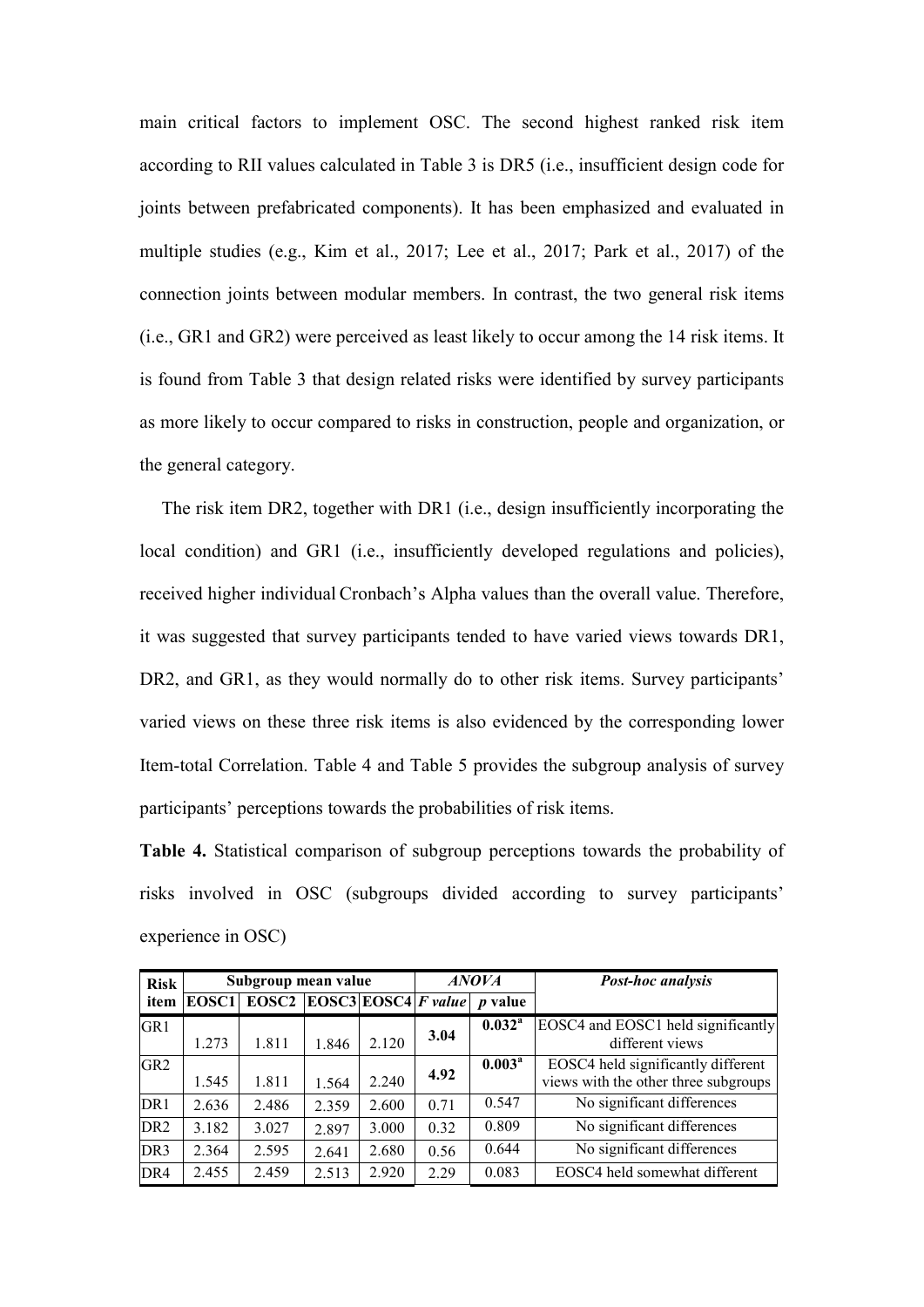main critical factors to implement OSC. The second highest ranked risk item according to RII values calculated in Table 3 is DR5 (i.e., insufficient design code for joints between prefabricated components). It has been emphasized and evaluated in multiple studies (e.g., Kim et al., 2017; Lee et al., 2017; Park et al., 2017) of the connection joints between modular members. In contrast, the two general risk items (i.e., GR1 and GR2) were perceived as least likely to occur among the 14 risk items. It is found from Table 3 that design related risks were identified by survey participants as more likely to occur compared to risks in construction, people and organization, or the general category.

The risk item DR2, together with DR1 (i.e., design insufficiently incorporating the local condition) and GR1 (i.e., insufficiently developed regulations and policies), received higher individual Cronbach's Alpha values than the overall value. Therefore, it was suggested that survey participants tended to have varied views towards DR1, DR2, and GR1, as they would normally do to other risk items. Survey participants' varied views on these three risk items is also evidenced by the corresponding lower Item-total Correlation. Table 4 and Table 5 provides the subgroup analysis of survey participants' perceptions towards the probabilities of risk items.

**Table 4.** Statistical comparison of subgroup perceptions towards the probability of risks involved in OSC (subgroups divided according to survey participants' experience in OSC)

| Risk item | Subgroup mean value | | | | *ANOVA* | | *Post-hoc analysis* |
|---|---|---|---|---|---|---|---|
| | EOSC1 | EOSC2 | EOSC3 | EOSC4 | *F value* | *p* value | |
| GR1 | 1.273 | 1.811 | 1.846 | 2.120 | **3.04** | **0.032[a]** | EOSC4 and EOSC1 held significantly different views |
| GR2 | 1.545 | 1.811 | 1.564 | 2.240 | **4.92** | **0.003[a]** | EOSC4 held significantly different views with the other three subgroups |
| DR1 | 2.636 | 2.486 | 2.359 | 2.600 | 0.71 | 0.547 | No significant differences |
| DR2 | 3.182 | 3.027 | 2.897 | 3.000 | 0.32 | 0.809 | No significant differences |
| DR3 | 2.364 | 2.595 | 2.641 | 2.680 | 0.56 | 0.644 | No significant differences |
| DR4 | 2.455 | 2.459 | 2.513 | 2.920 | 2.29 | 0.083 | EOSC4 held somewhat different |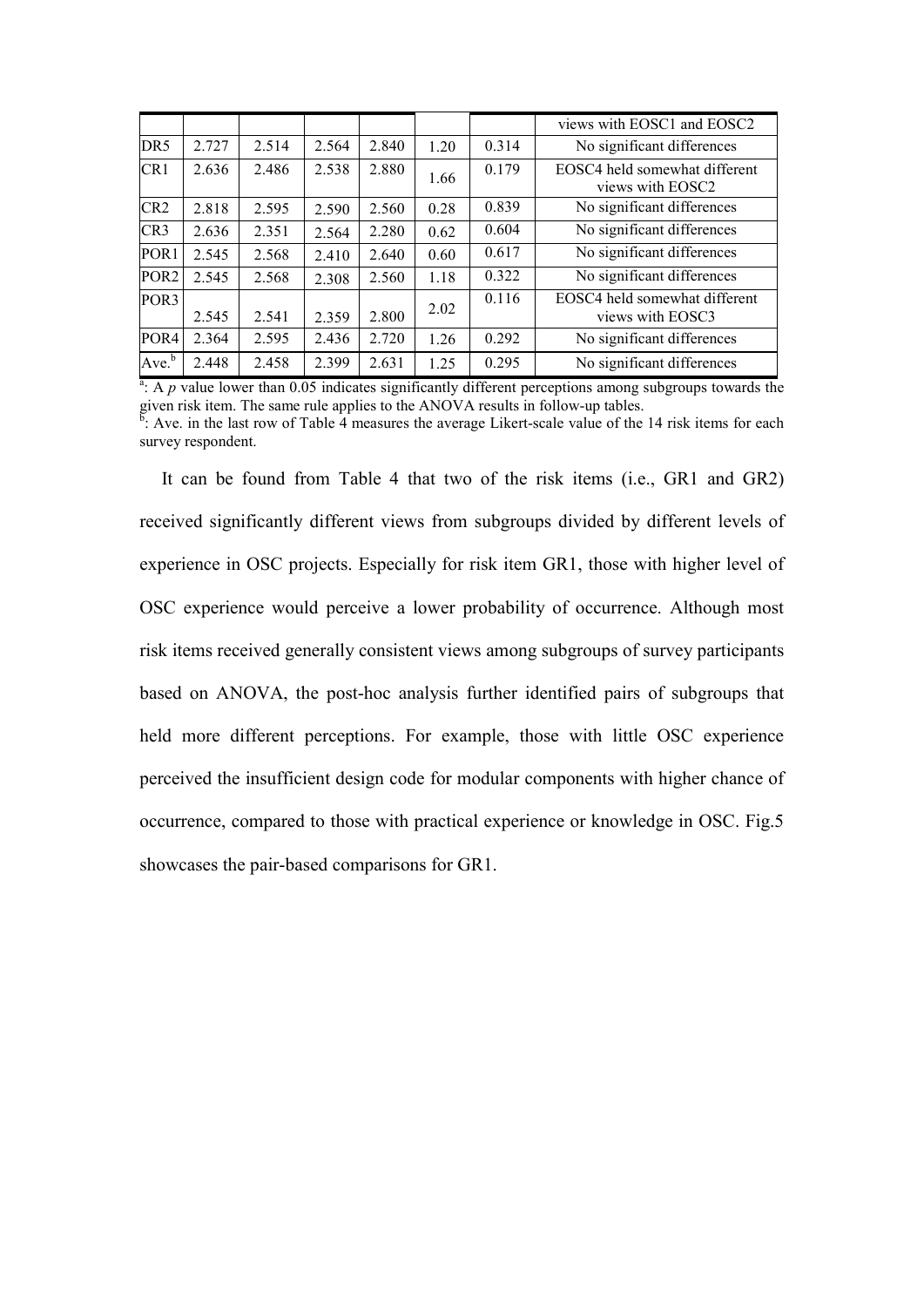| | | | | | | | views with EOSC1 and EOSC2 |
|---|---|---|---|---|---|---|---|
| DR5 | 2.727 | 2.514 | 2.564 | 2.840 | 1.20 | 0.314 | No significant differences |
| CR1 | 2.636 | 2.486 | 2.538 | 2.880 | 1.66 | 0.179 | EOSC4 held somewhat different views with EOSC2 |
| CR2 | 2.818 | 2.595 | 2.590 | 2.560 | 0.28 | 0.839 | No significant differences |
| CR3 | 2.636 | 2.351 | 2.564 | 2.280 | 0.62 | 0.604 | No significant differences |
| POR1 | 2.545 | 2.568 | 2.410 | 2.640 | 0.60 | 0.617 | No significant differences |
| POR2 | 2.545 | 2.568 | 2.308 | 2.560 | 1.18 | 0.322 | No significant differences |
| POR3 | 2.545 | 2.541 | 2.359 | 2.800 | 2.02 | 0.116 | EOSC4 held somewhat different views with EOSC3 |
| POR4 | 2.364 | 2.595 | 2.436 | 2.720 | 1.26 | 0.292 | No significant differences |
| Ave.[b] | 2.448 | 2.458 | 2.399 | 2.631 | 1.25 | 0.295 | No significant differences |

[a]: A *p* value lower than 0.05 indicates significantly different perceptions among subgroups towards the given risk item. The same rule applies to the ANOVA results in follow-up tables.
[b]: Ave. in the last row of Table 4 measures the average Likert-scale value of the 14 risk items for each survey respondent.

It can be found from Table 4 that two of the risk items (i.e., GR1 and GR2) received significantly different views from subgroups divided by different levels of experience in OSC projects. Especially for risk item GR1, those with higher level of OSC experience would perceive a lower probability of occurrence. Although most risk items received generally consistent views among subgroups of survey participants based on ANOVA, the post-hoc analysis further identified pairs of subgroups that held more different perceptions. For example, those with little OSC experience perceived the insufficient design code for modular components with higher chance of occurrence, compared to those with practical experience or knowledge in OSC. Fig.5 showcases the pair-based comparisons for GR1.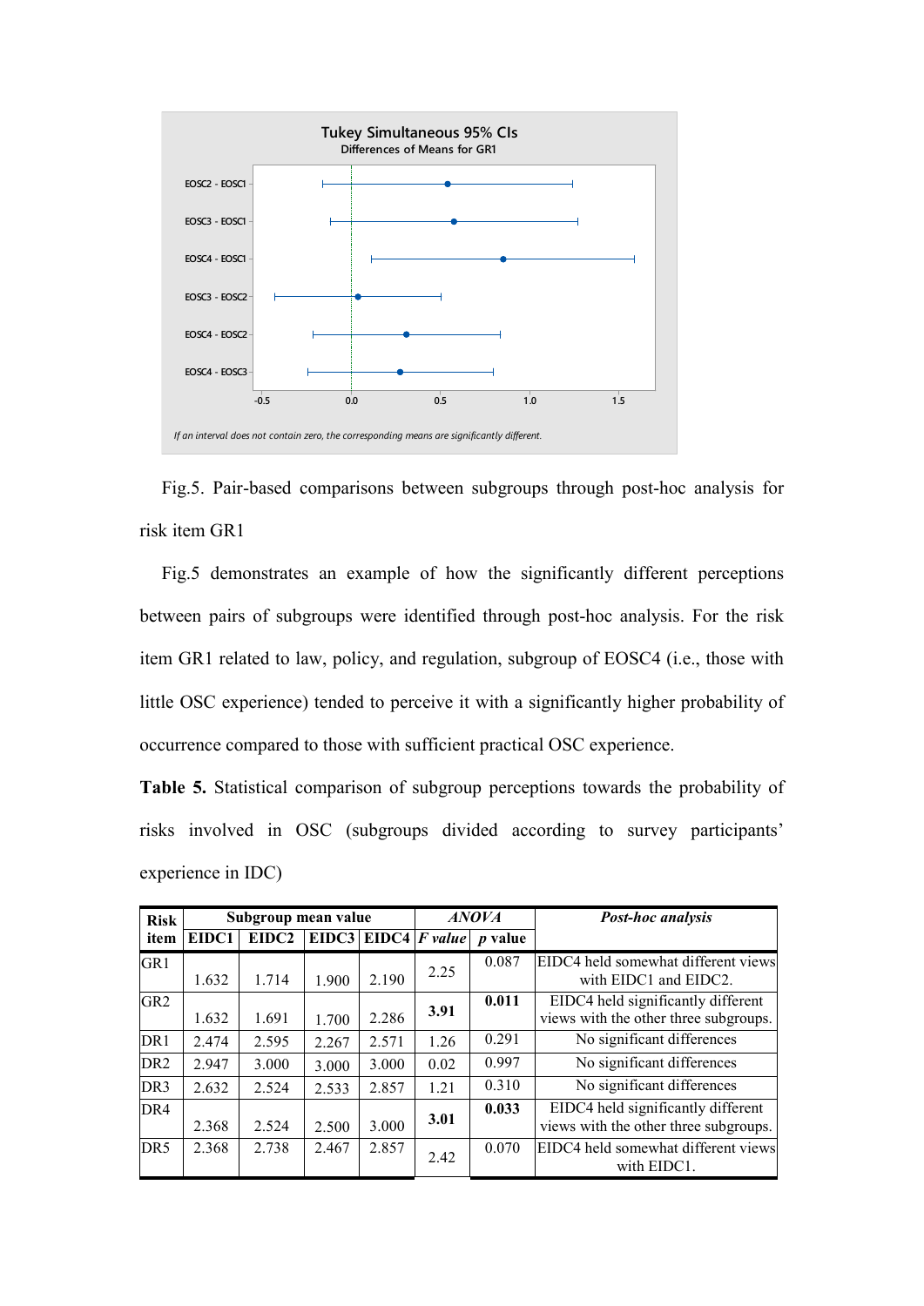Tukey Simultaneous 95% CIs

Differences of Means for GR1

EOSC2 - EOSC1

EOSC3 - EOSC1

EOSC4 - EOSC1

EOSC3 - EOSC2

EOSC4 - EOSC2

EOSC4 - EOSC3

-0.5 0.0 0.5 1.0 1.5

*If an interval does not contain zero, the corresponding means are significantly different.*

Fig.5. Pair-based comparisons between subgroups through post-hoc analysis for risk item GR1

Fig.5 demonstrates an example of how the significantly different perceptions between pairs of subgroups were identified through post-hoc analysis. For the risk item GR1 related to law, policy, and regulation, subgroup of EOSC4 (i.e., those with little OSC experience) tended to perceive it with a significantly higher probability of occurrence compared to those with sufficient practical OSC experience.

**Table 5.** Statistical comparison of subgroup perceptions towards the probability of risks involved in OSC (subgroups divided according to survey participants' experience in IDC)

| Risk item | Subgroup mean value | | | | *ANOVA* | | *Post-hoc analysis* |
|---|---|---|---|---|---|---|---|
| | EIDC1 | EIDC2 | EIDC3 | EIDC4 | *F value* | *p* value | |
| GR1 | 1.632 | 1.714 | 1.900 | 2.190 | 2.25 | 0.087 | EIDC4 held somewhat different views with EIDC1 and EIDC2. |
| GR2 | 1.632 | 1.691 | 1.700 | 2.286 | **3.91** | **0.011** | EIDC4 held significantly different views with the other three subgroups. |
| DR1 | 2.474 | 2.595 | 2.267 | 2.571 | 1.26 | 0.291 | No significant differences |
| DR2 | 2.947 | 3.000 | 3.000 | 3.000 | 0.02 | 0.997 | No significant differences |
| DR3 | 2.632 | 2.524 | 2.533 | 2.857 | 1.21 | 0.310 | No significant differences |
| DR4 | 2.368 | 2.524 | 2.500 | 3.000 | **3.01** | **0.033** | EIDC4 held significantly different views with the other three subgroups. |
| DR5 | 2.368 | 2.738 | 2.467 | 2.857 | 2.42 | 0.070 | EIDC4 held somewhat different views with EIDC1. |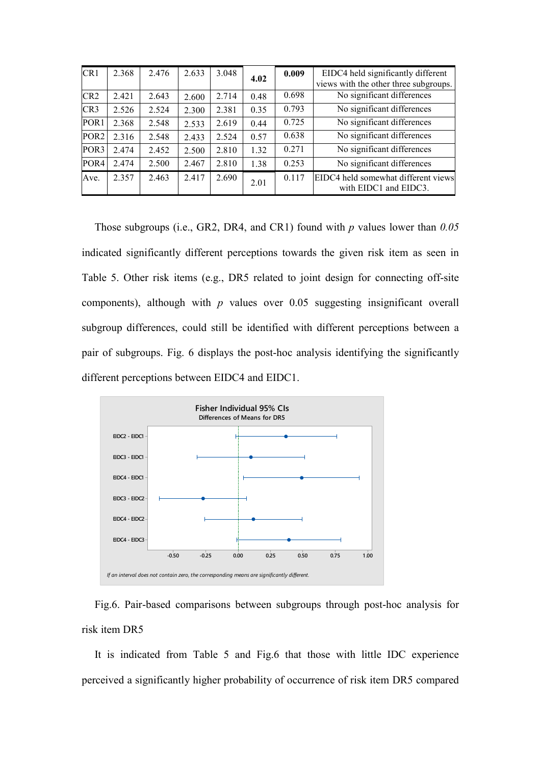| CR1 | 2.368 | 2.476 | 2.633 | 3.048 | **4.02** | **0.009** | EIDC4 held significantly different views with the other three subgroups. |
|---|---|---|---|---|---|---|---|
| CR2 | 2.421 | 2.643 | 2.600 | 2.714 | 0.48 | 0.698 | No significant differences |
| CR3 | 2.526 | 2.524 | 2.300 | 2.381 | 0.35 | 0.793 | No significant differences |
| POR1 | 2.368 | 2.548 | 2.533 | 2.619 | 0.44 | 0.725 | No significant differences |
| POR2 | 2.316 | 2.548 | 2.433 | 2.524 | 0.57 | 0.638 | No significant differences |
| POR3 | 2.474 | 2.452 | 2.500 | 2.810 | 1.32 | 0.271 | No significant differences |
| POR4 | 2.474 | 2.500 | 2.467 | 2.810 | 1.38 | 0.253 | No significant differences |
| Ave. | 2.357 | 2.463 | 2.417 | 2.690 | 2.01 | 0.117 | EIDC4 held somewhat different views with EIDC1 and EIDC3. |

Those subgroups (i.e., GR2, DR4, and CR1) found with $p$ values lower than *0.05* indicated significantly different perceptions towards the given risk item as seen in Table 5. Other risk items (e.g., DR5 related to joint design for connecting off-site components), although with $p$ values over 0.05 suggesting insignificant overall subgroup differences, could still be identified with different perceptions between a pair of subgroups. Fig. 6 displays the post-hoc analysis identifying the significantly different perceptions between EIDC4 and EIDC1.

Fig.6. Pair-based comparisons between subgroups through post-hoc analysis for risk item DR5

It is indicated from Table 5 and Fig.6 that those with little IDC experience perceived a significantly higher probability of occurrence of risk item DR5 compared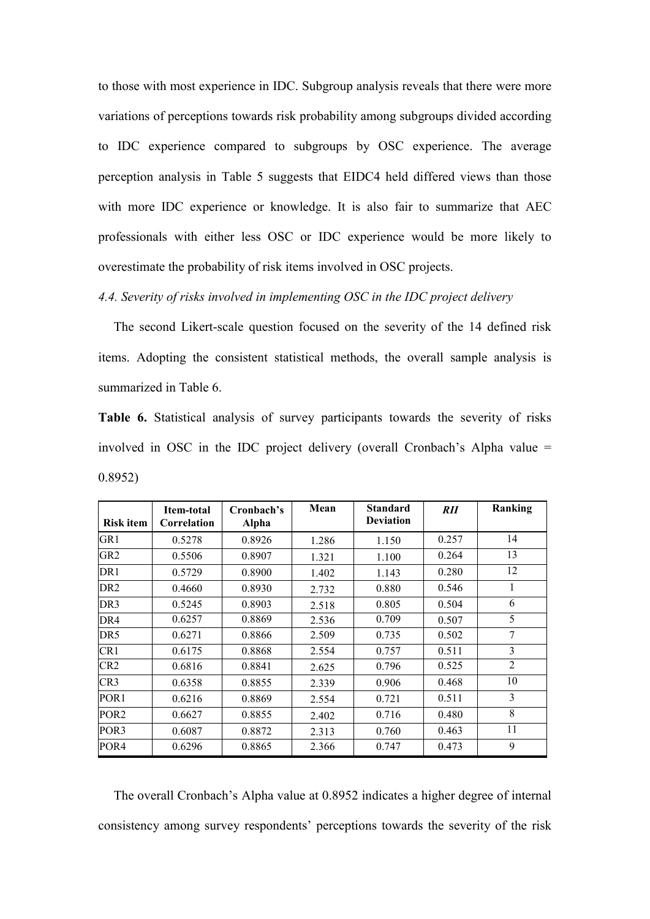to those with most experience in IDC. Subgroup analysis reveals that there were more variations of perceptions towards risk probability among subgroups divided according to IDC experience compared to subgroups by OSC experience. The average perception analysis in Table 5 suggests that EIDC4 held differed views than those with more IDC experience or knowledge. It is also fair to summarize that AEC professionals with either less OSC or IDC experience would be more likely to overestimate the probability of risk items involved in OSC projects.

*4.4. Severity of risks involved in implementing OSC in the IDC project delivery*

The second Likert-scale question focused on the severity of the 14 defined risk items. Adopting the consistent statistical methods, the overall sample analysis is summarized in Table 6.

**Table 6.** Statistical analysis of survey participants towards the severity of risks involved in OSC in the IDC project delivery (overall Cronbach's Alpha value = 0.8952)

| Risk item | Item-total Correlation | Cronbach's Alpha | Mean | Standard Deviation | *RII* | Ranking |
|---|---|---|---|---|---|---|
| GR1 | 0.5278 | 0.8926 | 1.286 | 1.150 | 0.257 | 14 |
| GR2 | 0.5506 | 0.8907 | 1.321 | 1.100 | 0.264 | 13 |
| DR1 | 0.5729 | 0.8900 | 1.402 | 1.143 | 0.280 | 12 |
| DR2 | 0.4660 | 0.8930 | 2.732 | 0.880 | 0.546 | 1 |
| DR3 | 0.5245 | 0.8903 | 2.518 | 0.805 | 0.504 | 6 |
| DR4 | 0.6257 | 0.8869 | 2.536 | 0.709 | 0.507 | 5 |
| DR5 | 0.6271 | 0.8866 | 2.509 | 0.735 | 0.502 | 7 |
| CR1 | 0.6175 | 0.8868 | 2.554 | 0.757 | 0.511 | 3 |
| CR2 | 0.6816 | 0.8841 | 2.625 | 0.796 | 0.525 | 2 |
| CR3 | 0.6358 | 0.8855 | 2.339 | 0.906 | 0.468 | 10 |
| POR1 | 0.6216 | 0.8869 | 2.554 | 0.721 | 0.511 | 3 |
| POR2 | 0.6627 | 0.8855 | 2.402 | 0.716 | 0.480 | 8 |
| POR3 | 0.6087 | 0.8872 | 2.313 | 0.760 | 0.463 | 11 |
| POR4 | 0.6296 | 0.8865 | 2.366 | 0.747 | 0.473 | 9 |

The overall Cronbach's Alpha value at 0.8952 indicates a higher degree of internal consistency among survey respondents' perceptions towards the severity of the risk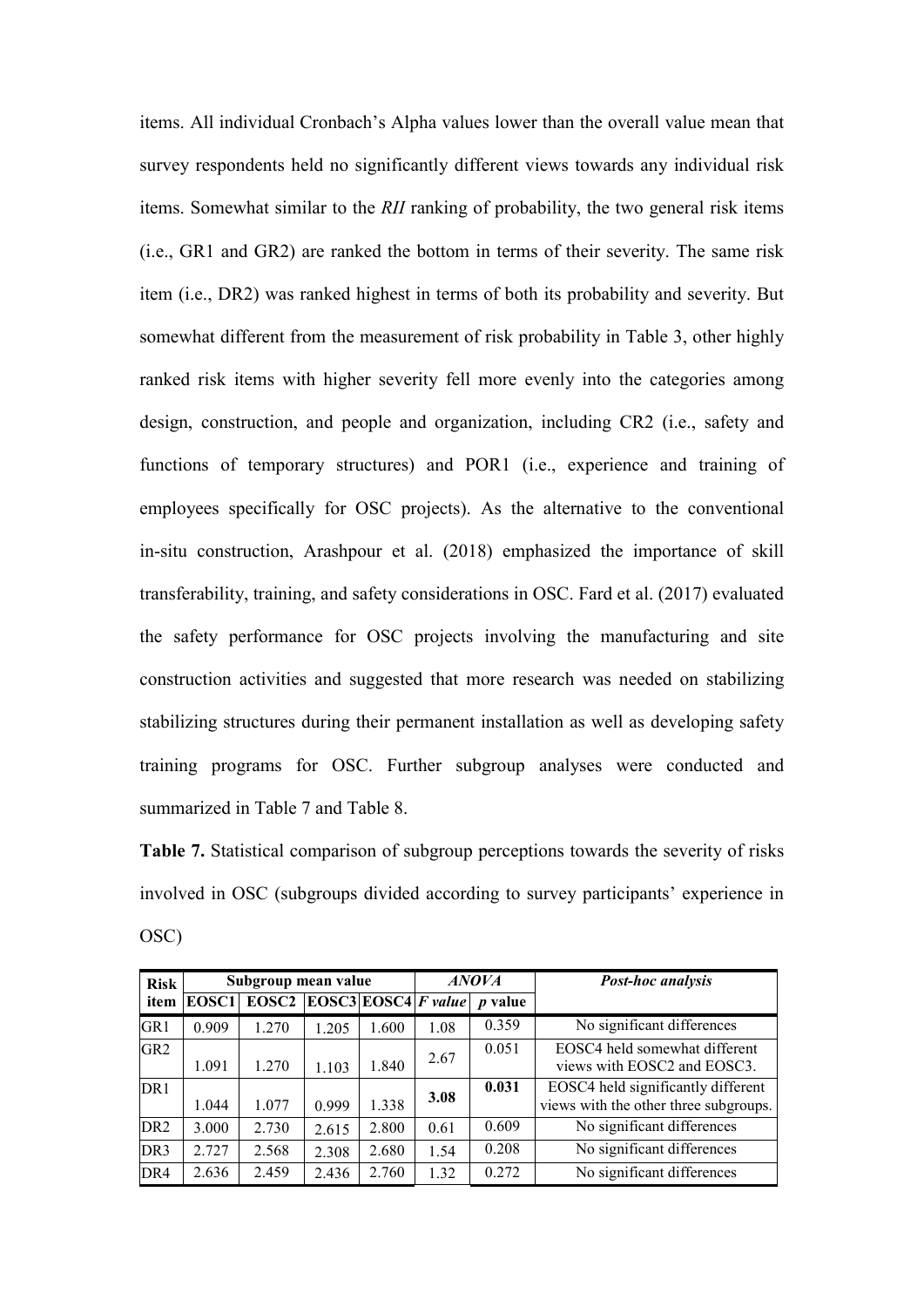items. All individual Cronbach's Alpha values lower than the overall value mean that survey respondents held no significantly different views towards any individual risk items. Somewhat similar to the *RII* ranking of probability, the two general risk items (i.e., GR1 and GR2) are ranked the bottom in terms of their severity. The same risk item (i.e., DR2) was ranked highest in terms of both its probability and severity. But somewhat different from the measurement of risk probability in Table 3, other highly ranked risk items with higher severity fell more evenly into the categories among design, construction, and people and organization, including CR2 (i.e., safety and functions of temporary structures) and POR1 (i.e., experience and training of employees specifically for OSC projects). As the alternative to the conventional in-situ construction, Arashpour et al. (2018) emphasized the importance of skill transferability, training, and safety considerations in OSC. Fard et al. (2017) evaluated the safety performance for OSC projects involving the manufacturing and site construction activities and suggested that more research was needed on stabilizing stabilizing structures during their permanent installation as well as developing safety training programs for OSC. Further subgroup analyses were conducted and summarized in Table 7 and Table 8.

**Table 7.** Statistical comparison of subgroup perceptions towards the severity of risks involved in OSC (subgroups divided according to survey participants' experience in OSC)

| Risk item | Subgroup mean value | | | | *ANOVA* | | *Post-hoc analysis* |
|---|---|---|---|---|---|---|---|
| | EOSC1 | EOSC2 | EOSC3 | EOSC4 | *F value* | *p* value | |
| GR1 | 0.909 | 1.270 | 1.205 | 1.600 | 1.08 | 0.359 | No significant differences |
| GR2 | 1.091 | 1.270 | 1.103 | 1.840 | 2.67 | 0.051 | EOSC4 held somewhat different views with EOSC2 and EOSC3. |
| DR1 | 1.044 | 1.077 | 0.999 | 1.338 | **3.08** | **0.031** | EOSC4 held significantly different views with the other three subgroups. |
| DR2 | 3.000 | 2.730 | 2.615 | 2.800 | 0.61 | 0.609 | No significant differences |
| DR3 | 2.727 | 2.568 | 2.308 | 2.680 | 1.54 | 0.208 | No significant differences |
| DR4 | 2.636 | 2.459 | 2.436 | 2.760 | 1.32 | 0.272 | No significant differences |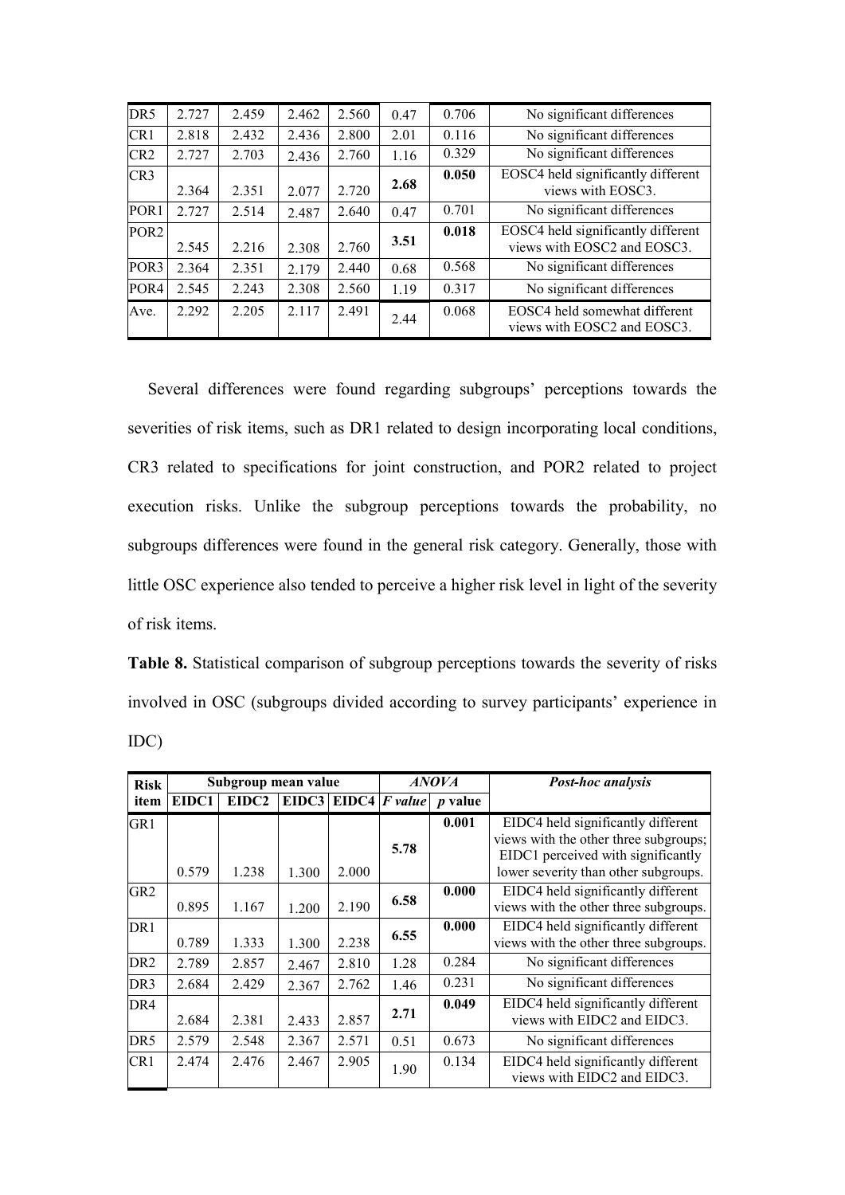| DR5 | 2.727 | 2.459 | 2.462 | 2.560 | 0.47 | 0.706 | No significant differences |
|---|---|---|---|---|---|---|---|
| CR1 | 2.818 | 2.432 | 2.436 | 2.800 | 2.01 | 0.116 | No significant differences |
| CR2 | 2.727 | 2.703 | 2.436 | 2.760 | 1.16 | 0.329 | No significant differences |
| CR3 | 2.364 | 2.351 | 2.077 | 2.720 | **2.68** | **0.050** | EOSC4 held significantly different views with EOSC3. |
| POR1 | 2.727 | 2.514 | 2.487 | 2.640 | 0.47 | 0.701 | No significant differences |
| POR2 | 2.545 | 2.216 | 2.308 | 2.760 | **3.51** | **0.018** | EOSC4 held significantly different views with EOSC2 and EOSC3. |
| POR3 | 2.364 | 2.351 | 2.179 | 2.440 | 0.68 | 0.568 | No significant differences |
| POR4 | 2.545 | 2.243 | 2.308 | 2.560 | 1.19 | 0.317 | No significant differences |
| Ave. | 2.292 | 2.205 | 2.117 | 2.491 | 2.44 | 0.068 | EOSC4 held somewhat different views with EOSC2 and EOSC3. |

Several differences were found regarding subgroups' perceptions towards the severities of risk items, such as DR1 related to design incorporating local conditions, CR3 related to specifications for joint construction, and POR2 related to project execution risks. Unlike the subgroup perceptions towards the probability, no subgroups differences were found in the general risk category. Generally, those with little OSC experience also tended to perceive a higher risk level in light of the severity of risk items.

**Table 8.** Statistical comparison of subgroup perceptions towards the severity of risks involved in OSC (subgroups divided according to survey participants' experience in IDC)

| Risk item | Subgroup mean value | | | | *ANOVA* | | *Post-hoc analysis* |
|---|---|---|---|---|---|---|---|
| | EIDC1 | EIDC2 | EIDC3 | EIDC4 | *F value* | *p* value | |
| GR1 | 0.579 | 1.238 | 1.300 | 2.000 | **5.78** | **0.001** | EIDC4 held significantly different views with the other three subgroups; EIDC1 perceived with significantly lower severity than other subgroups. |
| GR2 | 0.895 | 1.167 | 1.200 | 2.190 | **6.58** | **0.000** | EIDC4 held significantly different views with the other three subgroups. |
| DR1 | 0.789 | 1.333 | 1.300 | 2.238 | **6.55** | **0.000** | EIDC4 held significantly different views with the other three subgroups. |
| DR2 | 2.789 | 2.857 | 2.467 | 2.810 | 1.28 | 0.284 | No significant differences |
| DR3 | 2.684 | 2.429 | 2.367 | 2.762 | 1.46 | 0.231 | No significant differences |
| DR4 | 2.684 | 2.381 | 2.433 | 2.857 | **2.71** | **0.049** | EIDC4 held significantly different views with EIDC2 and EIDC3. |
| DR5 | 2.579 | 2.548 | 2.367 | 2.571 | 0.51 | 0.673 | No significant differences |
| CR1 | 2.474 | 2.476 | 2.467 | 2.905 | 1.90 | 0.134 | EIDC4 held significantly different views with EIDC2 and EIDC3. |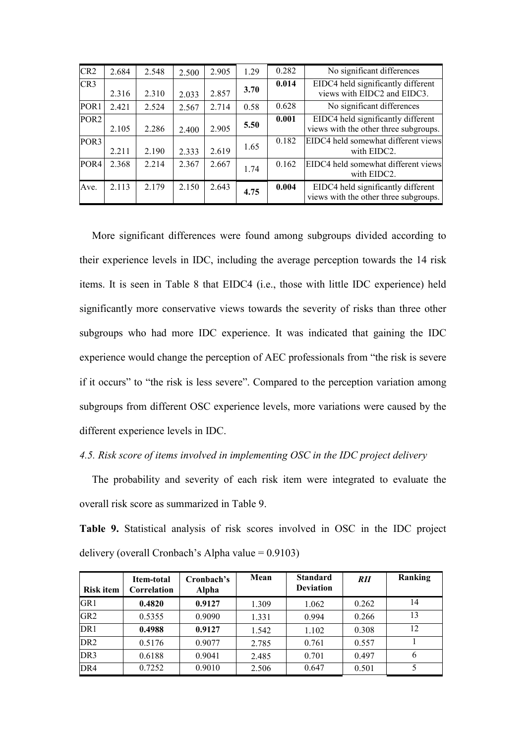| CR2 | 2.684 | 2.548 | 2.500 | 2.905 | 1.29 | 0.282 | No significant differences |
|---|---|---|---|---|---|---|---|
| CR3 | 2.316 | 2.310 | 2.033 | 2.857 | **3.70** | **0.014** | EIDC4 held significantly different views with EIDC2 and EIDC3. |
| POR1 | 2.421 | 2.524 | 2.567 | 2.714 | 0.58 | 0.628 | No significant differences |
| POR2 | 2.105 | 2.286 | 2.400 | 2.905 | **5.50** | **0.001** | EIDC4 held significantly different views with the other three subgroups. |
| POR3 | 2.211 | 2.190 | 2.333 | 2.619 | 1.65 | 0.182 | EIDC4 held somewhat different views with EIDC2. |
| POR4 | 2.368 | 2.214 | 2.367 | 2.667 | 1.74 | 0.162 | EIDC4 held somewhat different views with EIDC2. |
| Ave. | 2.113 | 2.179 | 2.150 | 2.643 | **4.75** | **0.004** | EIDC4 held significantly different views with the other three subgroups. |

More significant differences were found among subgroups divided according to their experience levels in IDC, including the average perception towards the 14 risk items. It is seen in Table 8 that EIDC4 (i.e., those with little IDC experience) held significantly more conservative views towards the severity of risks than three other subgroups who had more IDC experience. It was indicated that gaining the IDC experience would change the perception of AEC professionals from "the risk is severe if it occurs" to "the risk is less severe". Compared to the perception variation among subgroups from different OSC experience levels, more variations were caused by the different experience levels in IDC.

### *4.5. Risk score of items involved in implementing OSC in the IDC project delivery*

The probability and severity of each risk item were integrated to evaluate the overall risk score as summarized in Table 9.

**Table 9.** Statistical analysis of risk scores involved in OSC in the IDC project delivery (overall Cronbach's Alpha value = 0.9103)

| Risk item | Item-total Correlation | Cronbach's Alpha | Mean | Standard Deviation | *RII* | Ranking |
|---|---|---|---|---|---|---|
| GR1 | **0.4820** | **0.9127** | 1.309 | 1.062 | 0.262 | 14 |
| GR2 | 0.5355 | 0.9090 | 1.331 | 0.994 | 0.266 | 13 |
| DR1 | **0.4988** | **0.9127** | 1.542 | 1.102 | 0.308 | 12 |
| DR2 | 0.5176 | 0.9077 | 2.785 | 0.761 | 0.557 | 1 |
| DR3 | 0.6188 | 0.9041 | 2.485 | 0.701 | 0.497 | 6 |
| DR4 | 0.7252 | 0.9010 | 2.506 | 0.647 | 0.501 | 5 |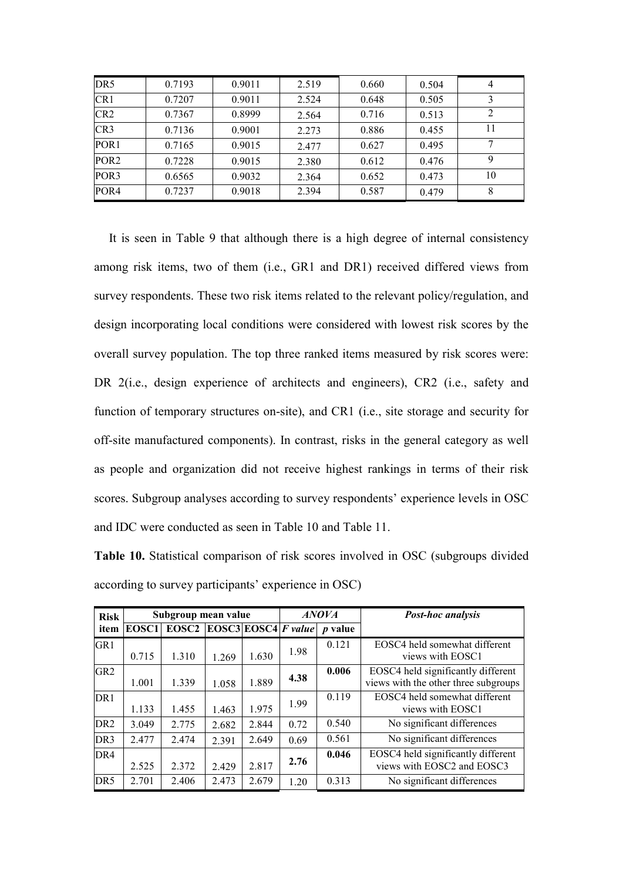| | | | | | | |
|---|---|---|---|---|---|---|
| DR5 | 0.7193 | 0.9011 | 2.519 | 0.660 | 0.504 | 4 |
| CR1 | 0.7207 | 0.9011 | 2.524 | 0.648 | 0.505 | 3 |
| CR2 | 0.7367 | 0.8999 | 2.564 | 0.716 | 0.513 | 2 |
| CR3 | 0.7136 | 0.9001 | 2.273 | 0.886 | 0.455 | 11 |
| POR1 | 0.7165 | 0.9015 | 2.477 | 0.627 | 0.495 | 7 |
| POR2 | 0.7228 | 0.9015 | 2.380 | 0.612 | 0.476 | 9 |
| POR3 | 0.6565 | 0.9032 | 2.364 | 0.652 | 0.473 | 10 |
| POR4 | 0.7237 | 0.9018 | 2.394 | 0.587 | 0.479 | 8 |

It is seen in Table 9 that although there is a high degree of internal consistency among risk items, two of them (i.e., GR1 and DR1) received differed views from survey respondents. These two risk items related to the relevant policy/regulation, and design incorporating local conditions were considered with lowest risk scores by the overall survey population. The top three ranked items measured by risk scores were: DR 2(i.e., design experience of architects and engineers), CR2 (i.e., safety and function of temporary structures on-site), and CR1 (i.e., site storage and security for off-site manufactured components). In contrast, risks in the general category as well as people and organization did not receive highest rankings in terms of their risk scores. Subgroup analyses according to survey respondents' experience levels in OSC and IDC were conducted as seen in Table 10 and Table 11.

**Table 10.** Statistical comparison of risk scores involved in OSC (subgroups divided according to survey participants' experience in OSC)

| **Risk item** | **Subgroup mean value** | | | | ***ANOVA*** | | ***Post-hoc analysis*** |
|---|---|---|---|---|---|---|---|
| | **EOSC1** | **EOSC2** | **EOSC3** | **EOSC4** | ***F value*** | ***p* value** | |
| GR1 | 0.715 | 1.310 | 1.269 | 1.630 | 1.98 | 0.121 | EOSC4 held somewhat different views with EOSC1 |
| GR2 | 1.001 | 1.339 | 1.058 | 1.889 | **4.38** | **0.006** | EOSC4 held significantly different views with the other three subgroups |
| DR1 | 1.133 | 1.455 | 1.463 | 1.975 | 1.99 | 0.119 | EOSC4 held somewhat different views with EOSC1 |
| DR2 | 3.049 | 2.775 | 2.682 | 2.844 | 0.72 | 0.540 | No significant differences |
| DR3 | 2.477 | 2.474 | 2.391 | 2.649 | 0.69 | 0.561 | No significant differences |
| DR4 | 2.525 | 2.372 | 2.429 | 2.817 | **2.76** | **0.046** | EOSC4 held significantly different views with EOSC2 and EOSC3 |
| DR5 | 2.701 | 2.406 | 2.473 | 2.679 | 1.20 | 0.313 | No significant differences |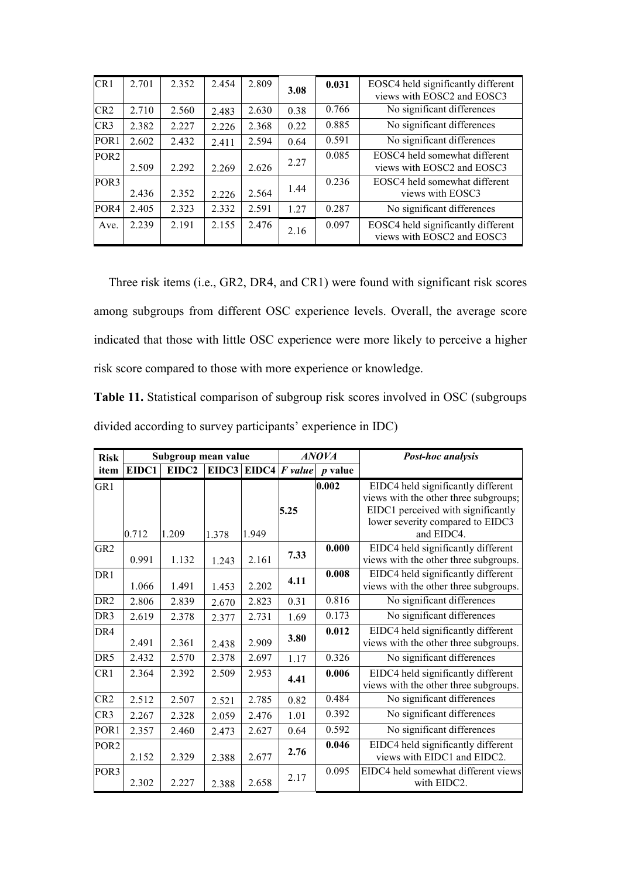| CR1 | 2.701 | 2.352 | 2.454 | 2.809 | **3.08** | **0.031** | EOSC4 held significantly different views with EOSC2 and EOSC3 |
|---|---|---|---|---|---|---|---|
| CR2 | 2.710 | 2.560 | 2.483 | 2.630 | 0.38 | 0.766 | No significant differences |
| CR3 | 2.382 | 2.227 | 2.226 | 2.368 | 0.22 | 0.885 | No significant differences |
| POR1 | 2.602 | 2.432 | 2.411 | 2.594 | 0.64 | 0.591 | No significant differences |
| POR2 | 2.509 | 2.292 | 2.269 | 2.626 | 2.27 | 0.085 | EOSC4 held somewhat different views with EOSC2 and EOSC3 |
| POR3 | 2.436 | 2.352 | 2.226 | 2.564 | 1.44 | 0.236 | EOSC4 held somewhat different views with EOSC3 |
| POR4 | 2.405 | 2.323 | 2.332 | 2.591 | 1.27 | 0.287 | No significant differences |
| Ave. | 2.239 | 2.191 | 2.155 | 2.476 | 2.16 | 0.097 | EOSC4 held significantly different views with EOSC2 and EOSC3 |

Three risk items (i.e., GR2, DR4, and CR1) were found with significant risk scores among subgroups from different OSC experience levels. Overall, the average score indicated that those with little OSC experience were more likely to perceive a higher risk score compared to those with more experience or knowledge.

**Table 11.** Statistical comparison of subgroup risk scores involved in OSC (subgroups divided according to survey participants' experience in IDC)

| **Risk item** | **Subgroup mean value** | | | | ***ANOVA*** | | ***Post-hoc analysis*** |
|---|---|---|---|---|---|---|---|
| | **EIDC1** | **EIDC2** | **EIDC3** | **EIDC4** | ***F value*** | ***p* value** | |
| GR1 | 0.712 | 1.209 | 1.378 | 1.949 | **5.25** | **0.002** | EIDC4 held significantly different views with the other three subgroups; EIDC1 perceived with significantly lower severity compared to EIDC3 and EIDC4. |
| GR2 | 0.991 | 1.132 | 1.243 | 2.161 | **7.33** | **0.000** | EIDC4 held significantly different views with the other three subgroups. |
| DR1 | 1.066 | 1.491 | 1.453 | 2.202 | **4.11** | **0.008** | EIDC4 held significantly different views with the other three subgroups. |
| DR2 | 2.806 | 2.839 | 2.670 | 2.823 | 0.31 | 0.816 | No significant differences |
| DR3 | 2.619 | 2.378 | 2.377 | 2.731 | 1.69 | 0.173 | No significant differences |
| DR4 | 2.491 | 2.361 | 2.438 | 2.909 | **3.80** | **0.012** | EIDC4 held significantly different views with the other three subgroups. |
| DR5 | 2.432 | 2.570 | 2.378 | 2.697 | 1.17 | 0.326 | No significant differences |
| CR1 | 2.364 | 2.392 | 2.509 | 2.953 | **4.41** | **0.006** | EIDC4 held significantly different views with the other three subgroups. |
| CR2 | 2.512 | 2.507 | 2.521 | 2.785 | 0.82 | 0.484 | No significant differences |
| CR3 | 2.267 | 2.328 | 2.059 | 2.476 | 1.01 | 0.392 | No significant differences |
| POR1 | 2.357 | 2.460 | 2.473 | 2.627 | 0.64 | 0.592 | No significant differences |
| POR2 | 2.152 | 2.329 | 2.388 | 2.677 | **2.76** | **0.046** | EIDC4 held significantly different views with EIDC1 and EIDC2. |
| POR3 | 2.302 | 2.227 | 2.388 | 2.658 | 2.17 | 0.095 | EIDC4 held somewhat different views with EIDC2. |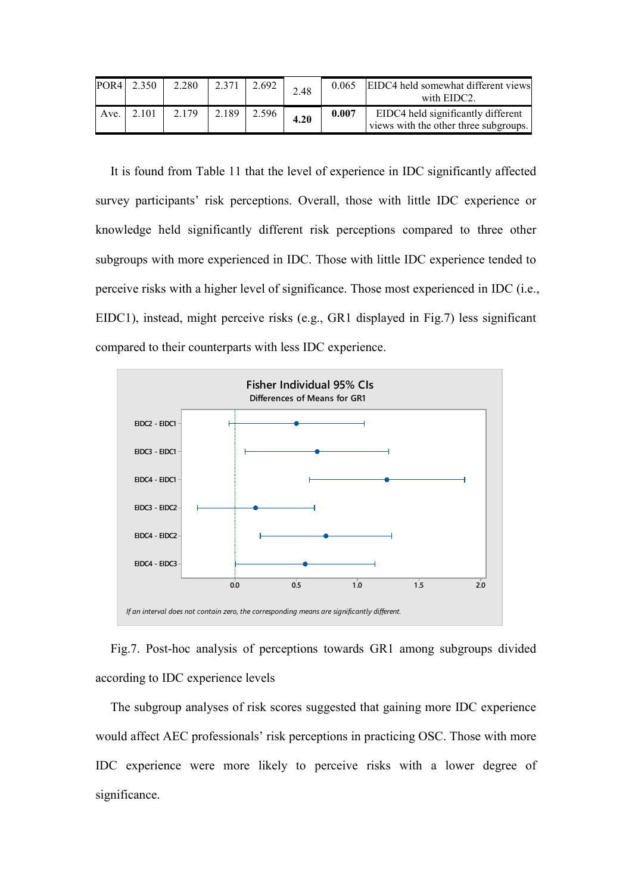| POR4 | 2.350 | 2.280 | 2.371 | 2.692 | 2.48 | 0.065 | EIDC4 held somewhat different views with EIDC2. |
|---|---|---|---|---|---|---|---|
| Ave. | 2.101 | 2.179 | 2.189 | 2.596 | **4.20** | **0.007** | EIDC4 held significantly different views with the other three subgroups. |

It is found from Table 11 that the level of experience in IDC significantly affected survey participants' risk perceptions. Overall, those with little IDC experience or knowledge held significantly different risk perceptions compared to three other subgroups with more experienced in IDC. Those with little IDC experience tended to perceive risks with a higher level of significance. Those most experienced in IDC (i.e., EIDC1), instead, might perceive risks (e.g., GR1 displayed in Fig.7) less significant compared to their counterparts with less IDC experience.

Fig.7. Post-hoc analysis of perceptions towards GR1 among subgroups divided according to IDC experience levels

The subgroup analyses of risk scores suggested that gaining more IDC experience would affect AEC professionals' risk perceptions in practicing OSC. Those with more IDC experience were more likely to perceive risks with a lower degree of significance.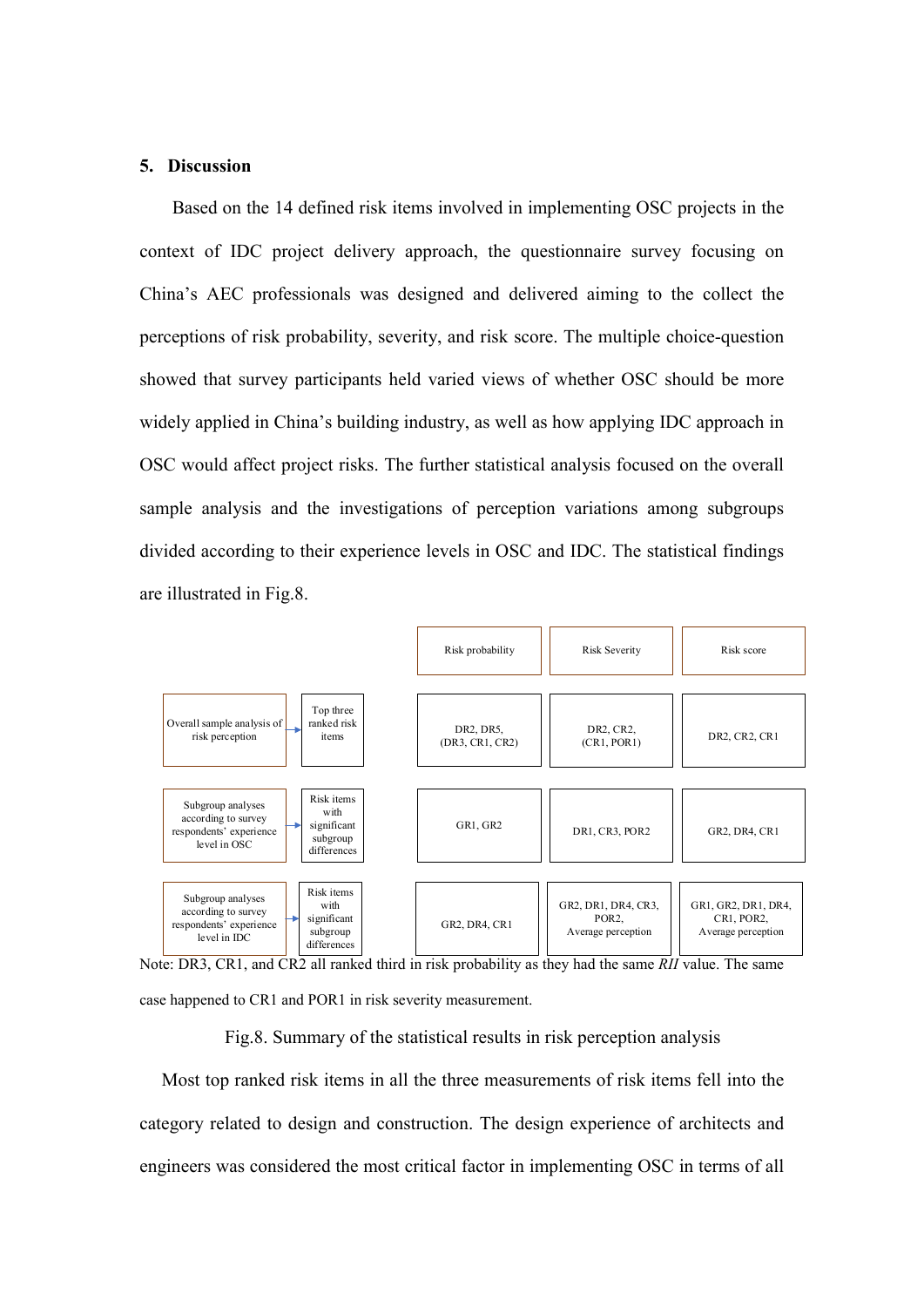## 5. Discussion

Based on the 14 defined risk items involved in implementing OSC projects in the context of IDC project delivery approach, the questionnaire survey focusing on China's AEC professionals was designed and delivered aiming to the collect the perceptions of risk probability, severity, and risk score. The multiple choice-question showed that survey participants held varied views of whether OSC should be more widely applied in China's building industry, as well as how applying IDC approach in OSC would affect project risks. The further statistical analysis focused on the overall sample analysis and the investigations of perception variations among subgroups divided according to their experience levels in OSC and IDC. The statistical findings are illustrated in Fig.8.

| | | Risk probability | Risk Severity | Risk score |
|---|---|---|---|---|
| Overall sample analysis of risk perception | Top three ranked risk items | DR2, DR5, (DR3, CR1, CR2) | DR2, CR2, (CR1, POR1) | DR2, CR2, CR1 |
| Subgroup analyses according to survey respondents' experience level in OSC | Risk items with significant subgroup differences | GR1, GR2 | DR1, CR3, POR2 | GR2, DR4, CR1 |
| Subgroup analyses according to survey respondents' experience level in IDC | Risk items with significant subgroup differences | GR2, DR4, CR1 | GR2, DR1, DR4, CR3, POR2, Average perception | GR1, GR2, DR1, DR4, CR1, POR2, Average perception |

Note: DR3, CR1, and CR2 all ranked third in risk probability as they had the same *RII* value. The same case happened to CR1 and POR1 in risk severity measurement.

Fig.8. Summary of the statistical results in risk perception analysis

Most top ranked risk items in all the three measurements of risk items fell into the category related to design and construction. The design experience of architects and engineers was considered the most critical factor in implementing OSC in terms of all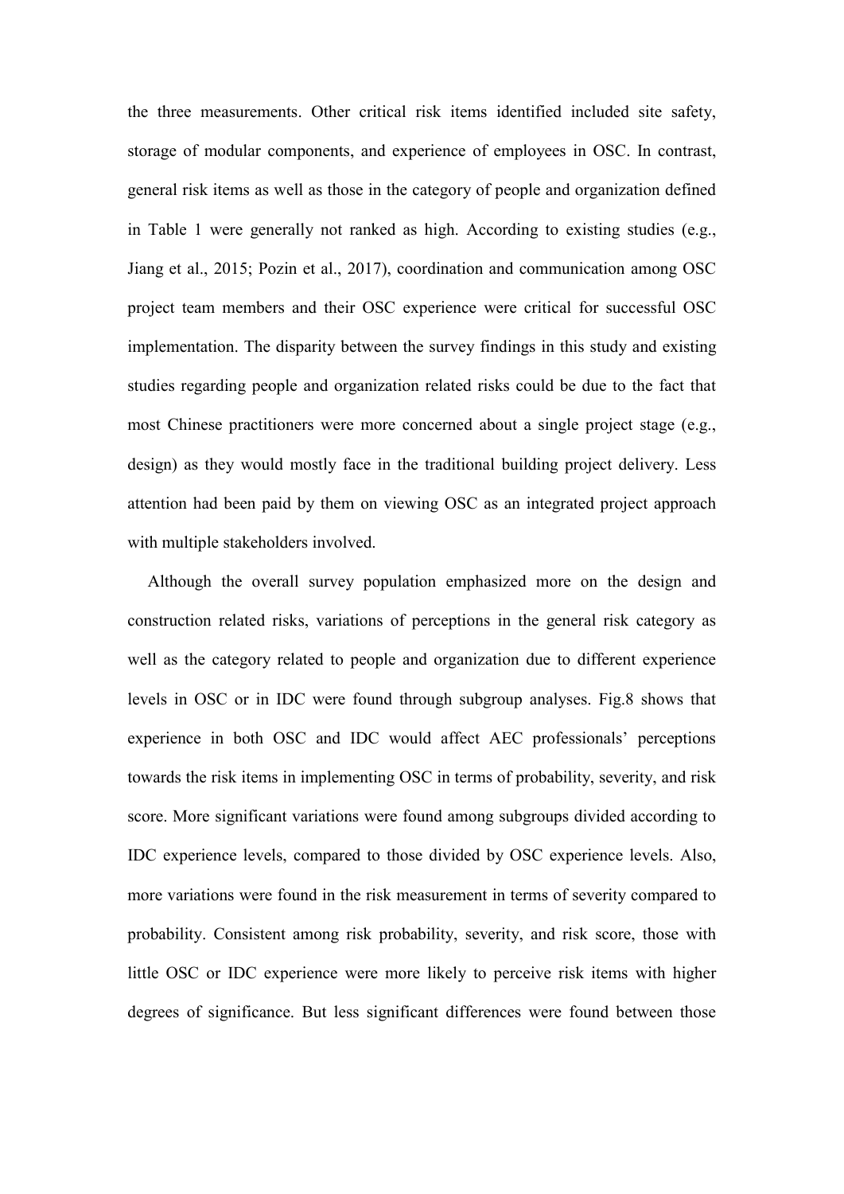the three measurements. Other critical risk items identified included site safety, storage of modular components, and experience of employees in OSC. In contrast, general risk items as well as those in the category of people and organization defined in Table 1 were generally not ranked as high. According to existing studies (e.g., Jiang et al., 2015; Pozin et al., 2017), coordination and communication among OSC project team members and their OSC experience were critical for successful OSC implementation. The disparity between the survey findings in this study and existing studies regarding people and organization related risks could be due to the fact that most Chinese practitioners were more concerned about a single project stage (e.g., design) as they would mostly face in the traditional building project delivery. Less attention had been paid by them on viewing OSC as an integrated project approach with multiple stakeholders involved.

Although the overall survey population emphasized more on the design and construction related risks, variations of perceptions in the general risk category as well as the category related to people and organization due to different experience levels in OSC or in IDC were found through subgroup analyses. Fig.8 shows that experience in both OSC and IDC would affect AEC professionals' perceptions towards the risk items in implementing OSC in terms of probability, severity, and risk score. More significant variations were found among subgroups divided according to IDC experience levels, compared to those divided by OSC experience levels. Also, more variations were found in the risk measurement in terms of severity compared to probability. Consistent among risk probability, severity, and risk score, those with little OSC or IDC experience were more likely to perceive risk items with higher degrees of significance. But less significant differences were found between those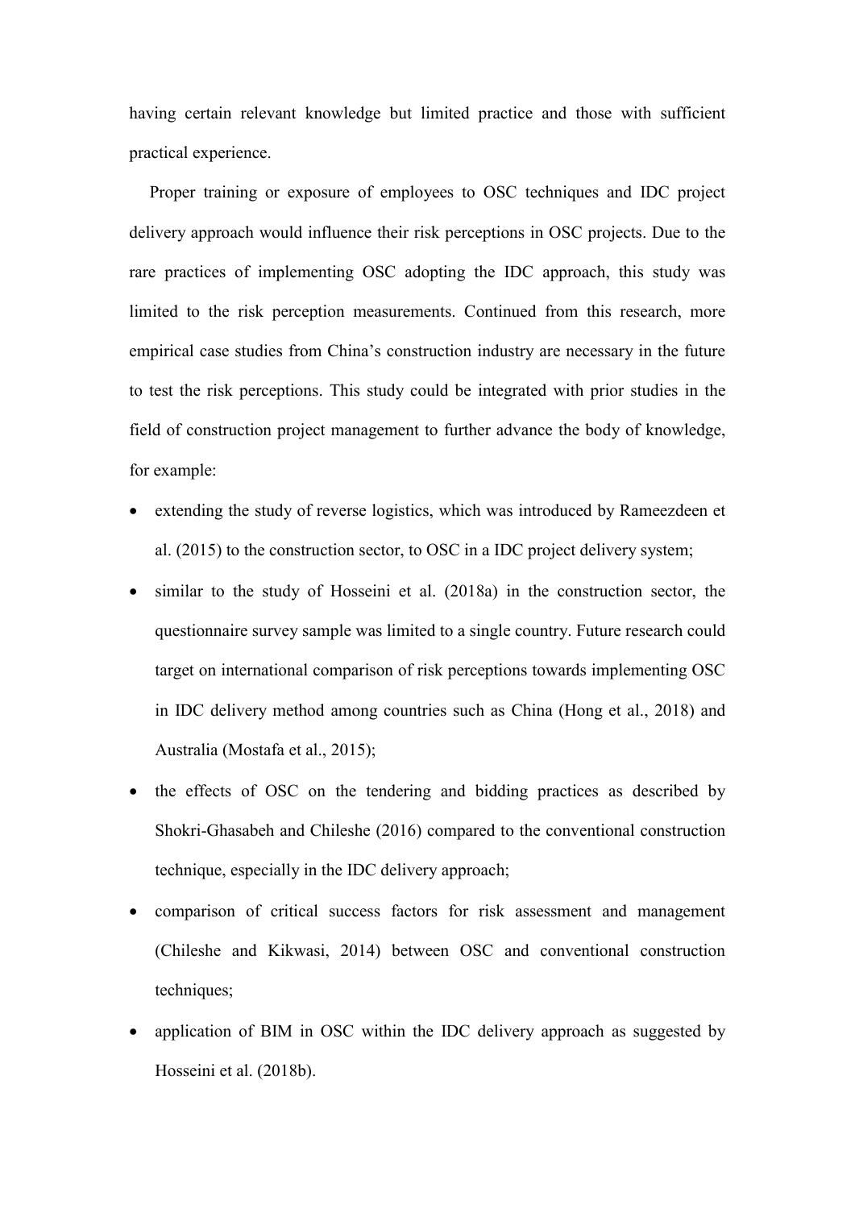having certain relevant knowledge but limited practice and those with sufficient practical experience.

Proper training or exposure of employees to OSC techniques and IDC project delivery approach would influence their risk perceptions in OSC projects. Due to the rare practices of implementing OSC adopting the IDC approach, this study was limited to the risk perception measurements. Continued from this research, more empirical case studies from China's construction industry are necessary in the future to test the risk perceptions. This study could be integrated with prior studies in the field of construction project management to further advance the body of knowledge, for example:

- extending the study of reverse logistics, which was introduced by Rameezdeen et al. (2015) to the construction sector, to OSC in a IDC project delivery system;
- similar to the study of Hosseini et al. (2018a) in the construction sector, the questionnaire survey sample was limited to a single country. Future research could target on international comparison of risk perceptions towards implementing OSC in IDC delivery method among countries such as China (Hong et al., 2018) and Australia (Mostafa et al., 2015);
- the effects of OSC on the tendering and bidding practices as described by Shokri-Ghasabeh and Chileshe (2016) compared to the conventional construction technique, especially in the IDC delivery approach;
- comparison of critical success factors for risk assessment and management (Chileshe and Kikwasi, 2014) between OSC and conventional construction techniques;
- application of BIM in OSC within the IDC delivery approach as suggested by Hosseini et al. (2018b).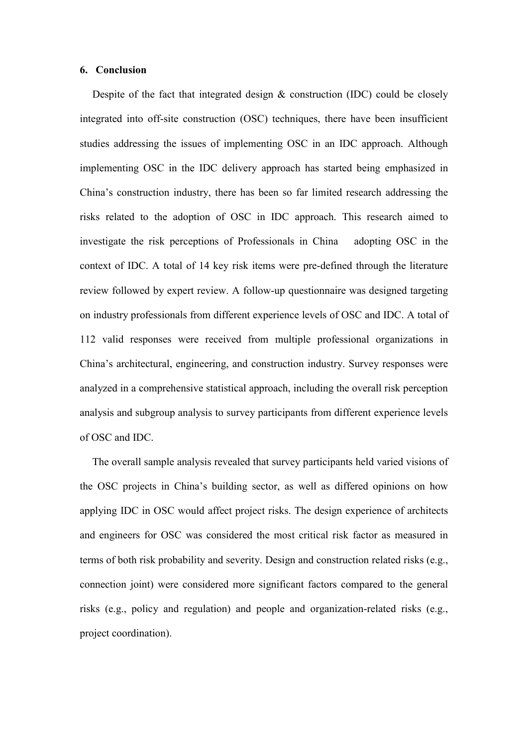## 6. Conclusion

Despite of the fact that integrated design & construction (IDC) could be closely integrated into off-site construction (OSC) techniques, there have been insufficient studies addressing the issues of implementing OSC in an IDC approach. Although implementing OSC in the IDC delivery approach has started being emphasized in China's construction industry, there has been so far limited research addressing the risks related to the adoption of OSC in IDC approach. This research aimed to investigate the risk perceptions of Professionals in China adopting OSC in the context of IDC. A total of 14 key risk items were pre-defined through the literature review followed by expert review. A follow-up questionnaire was designed targeting on industry professionals from different experience levels of OSC and IDC. A total of 112 valid responses were received from multiple professional organizations in China's architectural, engineering, and construction industry. Survey responses were analyzed in a comprehensive statistical approach, including the overall risk perception analysis and subgroup analysis to survey participants from different experience levels of OSC and IDC.

The overall sample analysis revealed that survey participants held varied visions of the OSC projects in China's building sector, as well as differed opinions on how applying IDC in OSC would affect project risks. The design experience of architects and engineers for OSC was considered the most critical risk factor as measured in terms of both risk probability and severity. Design and construction related risks (e.g., connection joint) were considered more significant factors compared to the general risks (e.g., policy and regulation) and people and organization-related risks (e.g., project coordination).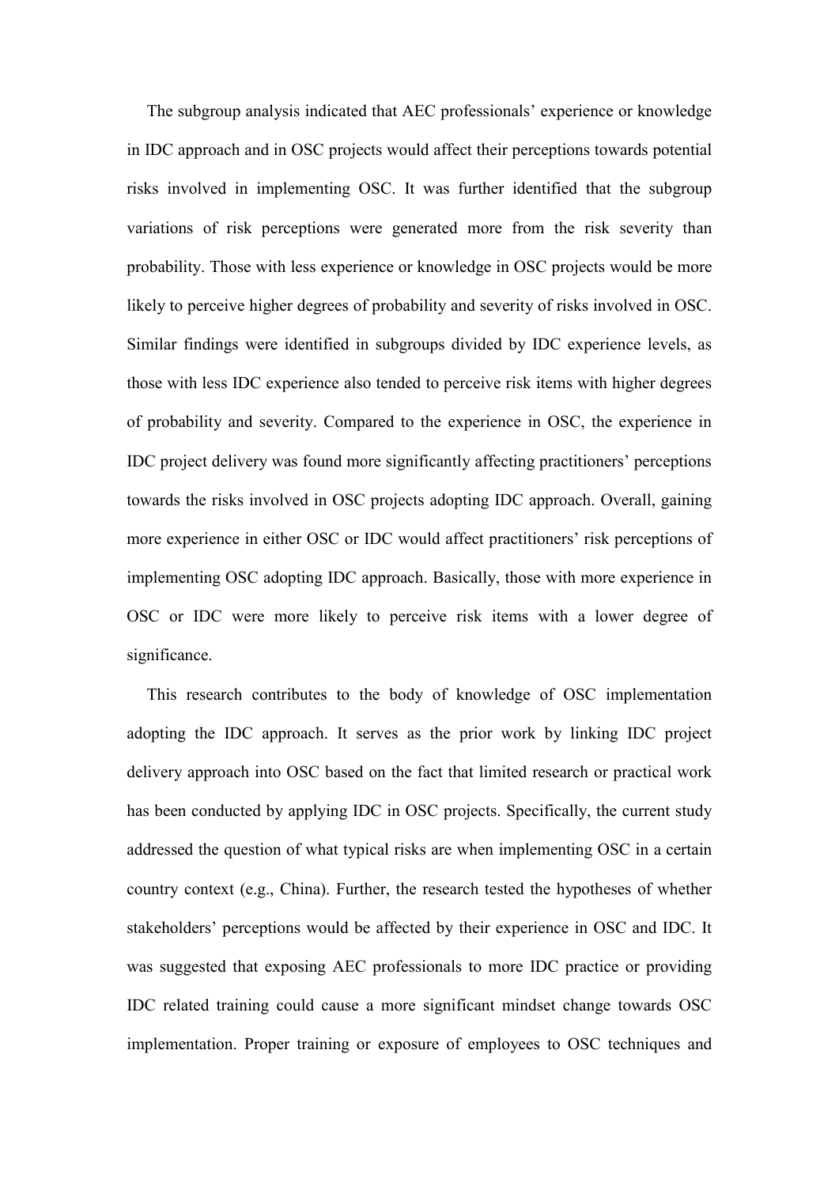The subgroup analysis indicated that AEC professionals' experience or knowledge in IDC approach and in OSC projects would affect their perceptions towards potential risks involved in implementing OSC. It was further identified that the subgroup variations of risk perceptions were generated more from the risk severity than probability. Those with less experience or knowledge in OSC projects would be more likely to perceive higher degrees of probability and severity of risks involved in OSC. Similar findings were identified in subgroups divided by IDC experience levels, as those with less IDC experience also tended to perceive risk items with higher degrees of probability and severity. Compared to the experience in OSC, the experience in IDC project delivery was found more significantly affecting practitioners' perceptions towards the risks involved in OSC projects adopting IDC approach. Overall, gaining more experience in either OSC or IDC would affect practitioners' risk perceptions of implementing OSC adopting IDC approach. Basically, those with more experience in OSC or IDC were more likely to perceive risk items with a lower degree of significance.

This research contributes to the body of knowledge of OSC implementation adopting the IDC approach. It serves as the prior work by linking IDC project delivery approach into OSC based on the fact that limited research or practical work has been conducted by applying IDC in OSC projects. Specifically, the current study addressed the question of what typical risks are when implementing OSC in a certain country context (e.g., China). Further, the research tested the hypotheses of whether stakeholders' perceptions would be affected by their experience in OSC and IDC. It was suggested that exposing AEC professionals to more IDC practice or providing IDC related training could cause a more significant mindset change towards OSC implementation. Proper training or exposure of employees to OSC techniques and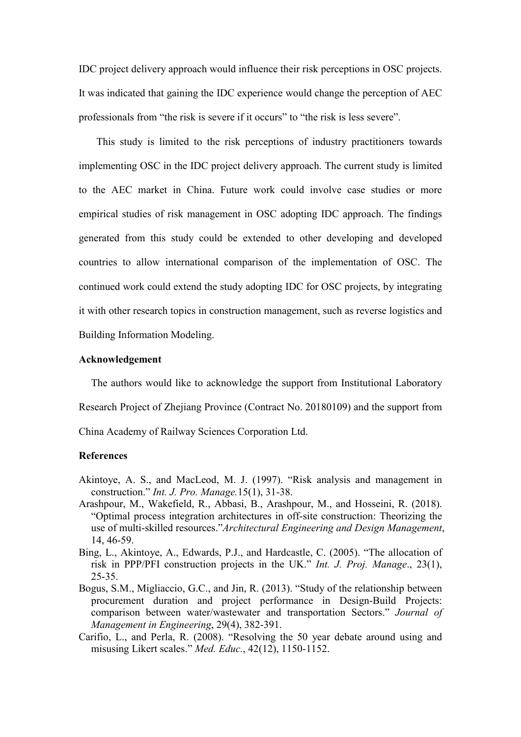IDC project delivery approach would influence their risk perceptions in OSC projects. It was indicated that gaining the IDC experience would change the perception of AEC professionals from "the risk is severe if it occurs" to "the risk is less severe".

This study is limited to the risk perceptions of industry practitioners towards implementing OSC in the IDC project delivery approach. The current study is limited to the AEC market in China. Future work could involve case studies or more empirical studies of risk management in OSC adopting IDC approach. The findings generated from this study could be extended to other developing and developed countries to allow international comparison of the implementation of OSC. The continued work could extend the study adopting IDC for OSC projects, by integrating it with other research topics in construction management, such as reverse logistics and Building Information Modeling.

## Acknowledgement

The authors would like to acknowledge the support from Institutional Laboratory Research Project of Zhejiang Province (Contract No. 20180109) and the support from China Academy of Railway Sciences Corporation Ltd.

## References

Akintoye, A. S., and MacLeod, M. J. (1997). "Risk analysis and management in construction." *Int. J. Pro. Manage.*15(1), 31-38.

Arashpour, M., Wakefield, R., Abbasi, B., Arashpour, M., and Hosseini, R. (2018). "Optimal process integration architectures in off-site construction: Theorizing the use of multi-skilled resources."*Architectural Engineering and Design Management*, 14, 46-59.

Bing, L., Akintoye, A., Edwards, P.J., and Hardcastle, C. (2005). "The allocation of risk in PPP/PFI construction projects in the UK." *Int. J. Proj. Manage*., 23(1), 25-35.

Bogus, S.M., Migliaccio, G.C., and Jin, R. (2013). "Study of the relationship between procurement duration and project performance in Design-Build Projects: comparison between water/wastewater and transportation Sectors." *Journal of Management in Engineering*, 29(4), 382-391.

Carifio, L., and Perla, R. (2008). "Resolving the 50 year debate around using and misusing Likert scales." *Med. Educ.*, 42(12), 1150-1152.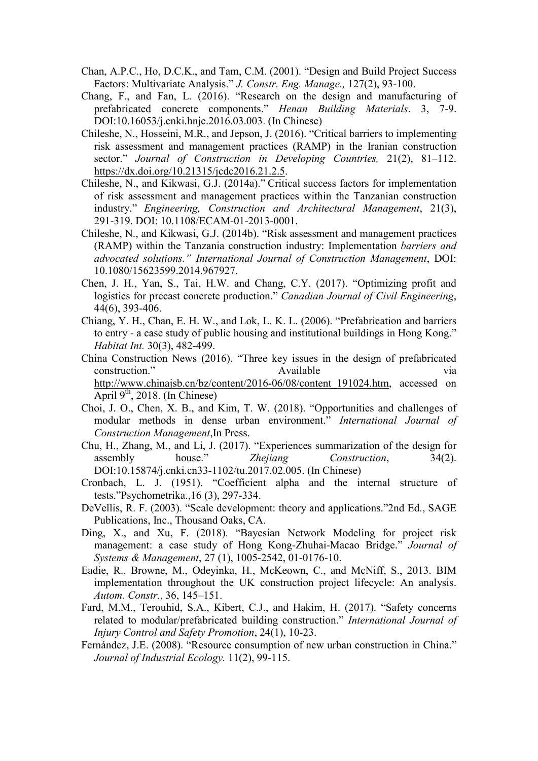Chan, A.P.C., Ho, D.C.K., and Tam, C.M. (2001). "Design and Build Project Success Factors: Multivariate Analysis." *J. Constr. Eng. Manage.,* 127(2), 93-100.

Chang, F., and Fan, L. (2016). "Research on the design and manufacturing of prefabricated concrete components." *Henan Building Materials*. 3, 7-9. DOI:10.16053/j.cnki.hnjc.2016.03.003. (In Chinese)

Chileshe, N., Hosseini, M.R., and Jepson, J. (2016). "Critical barriers to implementing risk assessment and management practices (RAMP) in the Iranian construction sector." *Journal of Construction in Developing Countries,* 21(2), 81–112. https://dx.doi.org/10.21315/jcdc2016.21.2.5.

Chileshe, N., and Kikwasi, G.J. (2014a)." Critical success factors for implementation of risk assessment and management practices within the Tanzanian construction industry." *Engineering, Construction and Architectural Management*, 21(3), 291-319. DOI: 10.1108/ECAM-01-2013-0001.

Chileshe, N., and Kikwasi, G.J. (2014b). "Risk assessment and management practices (RAMP) within the Tanzania construction industry: Implementation *barriers and advocated solutions." International Journal of Construction Management*, DOI: 10.1080/15623599.2014.967927.

Chen, J. H., Yan, S., Tai, H.W. and Chang, C.Y. (2017). "Optimizing profit and logistics for precast concrete production." *Canadian Journal of Civil Engineering*, 44(6), 393-406.

Chiang, Y. H., Chan, E. H. W., and Lok, L. K. L. (2006). "Prefabrication and barriers to entry - a case study of public housing and institutional buildings in Hong Kong." *Habitat Int.* 30(3), 482-499.

China Construction News (2016). "Three key issues in the design of prefabricated construction." Available via http://www.chinajsb.cn/bz/content/2016-06/08/content_191024.htm, accessed on April 9th, 2018. (In Chinese)

Choi, J. O., Chen, X. B., and Kim, T. W. (2018). "Opportunities and challenges of modular methods in dense urban environment." *International Journal of Construction Management*,In Press.

Chu, H., Zhang, M., and Li, J. (2017). "Experiences summarization of the design for assembly house." *Zhejiang Construction*, 34(2). DOI:10.15874/j.cnki.cn33-1102/tu.2017.02.005. (In Chinese)

Cronbach, L. J. (1951). "Coefficient alpha and the internal structure of tests."Psychometrika.,16 (3), 297-334.

DeVellis, R. F. (2003). "Scale development: theory and applications."2nd Ed., SAGE Publications, Inc., Thousand Oaks, CA.

Ding, X., and Xu, F. (2018). "Bayesian Network Modeling for project risk management: a case study of Hong Kong-Zhuhai-Macao Bridge." *Journal of Systems & Management*, 27 (1), 1005-2542, 01-0176-10.

Eadie, R., Browne, M., Odeyinka, H., McKeown, C., and McNiff, S., 2013. BIM implementation throughout the UK construction project lifecycle: An analysis. *Autom. Constr.*, 36, 145–151.

Fard, M.M., Terouhid, S.A., Kibert, C.J., and Hakim, H. (2017). "Safety concerns related to modular/prefabricated building construction." *International Journal of Injury Control and Safety Promotion*, 24(1), 10-23.

Fernández, J.E. (2008). "Resource consumption of new urban construction in China." *Journal of Industrial Ecology.* 11(2), 99-115.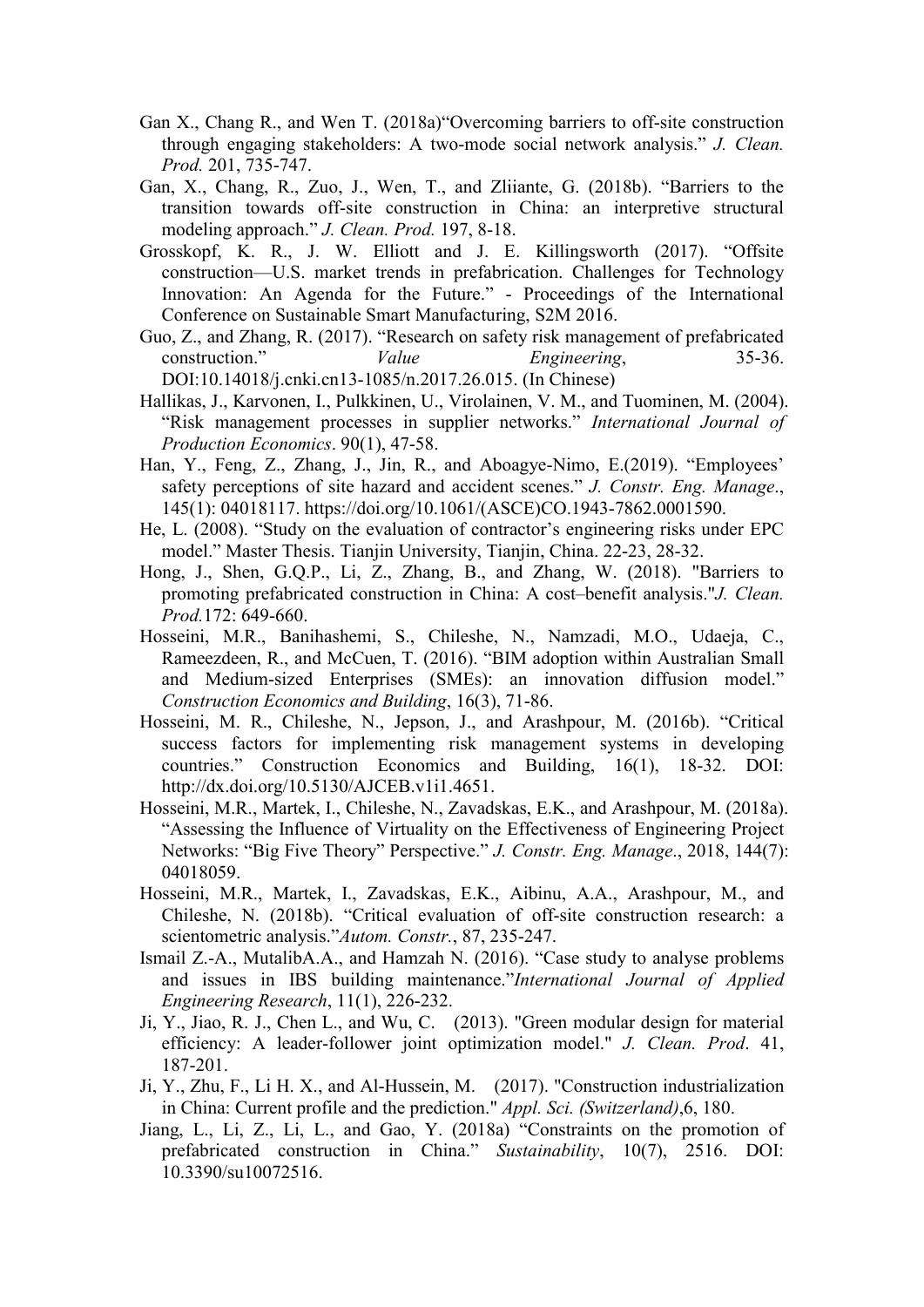Gan X., Chang R., and Wen T. (2018a)"Overcoming barriers to off-site construction through engaging stakeholders: A two-mode social network analysis." *J. Clean. Prod.* 201, 735-747.

Gan, X., Chang, R., Zuo, J., Wen, T., and Zliiante, G. (2018b). "Barriers to the transition towards off-site construction in China: an interpretive structural modeling approach." *J. Clean. Prod.* 197, 8-18.

Grosskopf, K. R., J. W. Elliott and J. E. Killingsworth (2017). "Offsite construction—U.S. market trends in prefabrication. Challenges for Technology Innovation: An Agenda for the Future." - Proceedings of the International Conference on Sustainable Smart Manufacturing, S2M 2016.

Guo, Z., and Zhang, R. (2017). "Research on safety risk management of prefabricated construction." *Value Engineering*, 35-36. DOI:10.14018/j.cnki.cn13-1085/n.2017.26.015. (In Chinese)

Hallikas, J., Karvonen, I., Pulkkinen, U., Virolainen, V. M., and Tuominen, M. (2004). "Risk management processes in supplier networks." *International Journal of Production Economics*. 90(1), 47-58.

Han, Y., Feng, Z., Zhang, J., Jin, R., and Aboagye-Nimo, E.(2019). "Employees' safety perceptions of site hazard and accident scenes." *J. Constr. Eng. Manage*., 145(1): 04018117. https://doi.org/10.1061/(ASCE)CO.1943-7862.0001590.

He, L. (2008). "Study on the evaluation of contractor's engineering risks under EPC model." Master Thesis. Tianjin University, Tianjin, China. 22-23, 28-32.

Hong, J., Shen, G.Q.P., Li, Z., Zhang, B., and Zhang, W. (2018). "Barriers to promoting prefabricated construction in China: A cost–benefit analysis."*J. Clean. Prod.*172: 649-660.

Hosseini, M.R., Banihashemi, S., Chileshe, N., Namzadi, M.O., Udaeja, C., Rameezdeen, R., and McCuen, T. (2016). "BIM adoption within Australian Small and Medium-sized Enterprises (SMEs): an innovation diffusion model." *Construction Economics and Building*, 16(3), 71-86.

Hosseini, M. R., Chileshe, N., Jepson, J., and Arashpour, M. (2016b). "Critical success factors for implementing risk management systems in developing countries." Construction Economics and Building, 16(1), 18-32. DOI: http://dx.doi.org/10.5130/AJCEB.v1i1.4651.

Hosseini, M.R., Martek, I., Chileshe, N., Zavadskas, E.K., and Arashpour, M. (2018a). "Assessing the Influence of Virtuality on the Effectiveness of Engineering Project Networks: "Big Five Theory" Perspective." *J. Constr. Eng. Manage*., 2018, 144(7): 04018059.

Hosseini, M.R., Martek, I., Zavadskas, E.K., Aibinu, A.A., Arashpour, M., and Chileshe, N. (2018b). "Critical evaluation of off-site construction research: a scientometric analysis."*Autom. Constr.*, 87, 235-247.

Ismail Z.-A., MutalibA.A., and Hamzah N. (2016). "Case study to analyse problems and issues in IBS building maintenance."*International Journal of Applied Engineering Research*, 11(1), 226-232.

Ji, Y., Jiao, R. J., Chen L., and Wu, C. (2013). "Green modular design for material efficiency: A leader-follower joint optimization model." *J. Clean. Prod*. 41, 187-201.

Ji, Y., Zhu, F., Li H. X., and Al-Hussein, M. (2017). "Construction industrialization in China: Current profile and the prediction." *Appl. Sci. (Switzerland)*,6, 180.

Jiang, L., Li, Z., Li, L., and Gao, Y. (2018a) "Constraints on the promotion of prefabricated construction in China." *Sustainability*, 10(7), 2516. DOI: 10.3390/su10072516.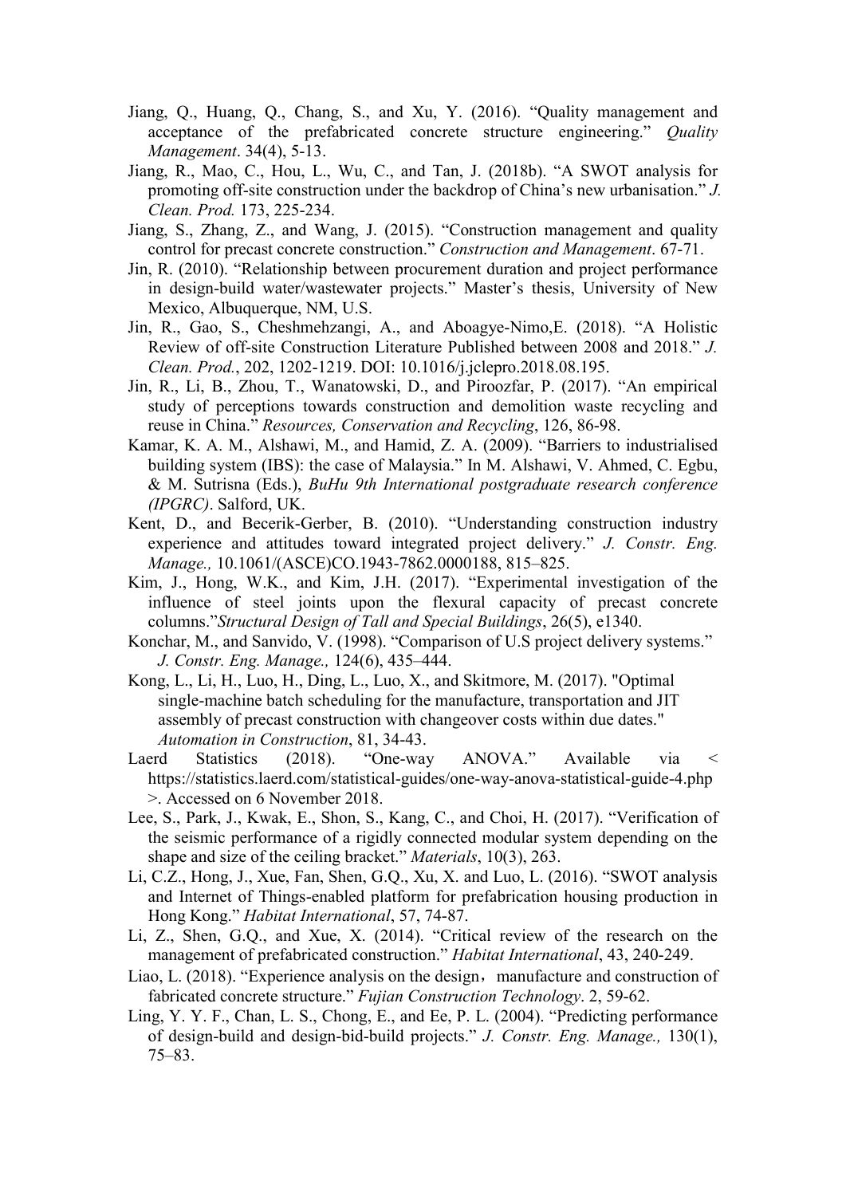Jiang, Q., Huang, Q., Chang, S., and Xu, Y. (2016). "Quality management and acceptance of the prefabricated concrete structure engineering." *Quality Management*. 34(4), 5-13.

Jiang, R., Mao, C., Hou, L., Wu, C., and Tan, J. (2018b). "A SWOT analysis for promoting off-site construction under the backdrop of China's new urbanisation." *J. Clean. Prod.* 173, 225-234.

Jiang, S., Zhang, Z., and Wang, J. (2015). "Construction management and quality control for precast concrete construction." *Construction and Management*. 67-71.

Jin, R. (2010). "Relationship between procurement duration and project performance in design-build water/wastewater projects." Master's thesis, University of New Mexico, Albuquerque, NM, U.S.

Jin, R., Gao, S., Cheshmehzangi, A., and Aboagye-Nimo,E. (2018). "A Holistic Review of off-site Construction Literature Published between 2008 and 2018." *J. Clean. Prod.*, 202, 1202-1219. DOI: 10.1016/j.jclepro.2018.08.195.

Jin, R., Li, B., Zhou, T., Wanatowski, D., and Piroozfar, P. (2017). "An empirical study of perceptions towards construction and demolition waste recycling and reuse in China." *Resources, Conservation and Recycling*, 126, 86-98.

Kamar, K. A. M., Alshawi, M., and Hamid, Z. A. (2009). "Barriers to industrialised building system (IBS): the case of Malaysia." In M. Alshawi, V. Ahmed, C. Egbu, & M. Sutrisna (Eds.), *BuHu 9th International postgraduate research conference (IPGRC)*. Salford, UK.

Kent, D., and Becerik-Gerber, B. (2010). "Understanding construction industry experience and attitudes toward integrated project delivery." *J. Constr. Eng. Manage.,* 10.1061/(ASCE)CO.1943-7862.0000188, 815–825.

Kim, J., Hong, W.K., and Kim, J.H. (2017). "Experimental investigation of the influence of steel joints upon the flexural capacity of precast concrete columns."*Structural Design of Tall and Special Buildings*, 26(5), e1340.

Konchar, M., and Sanvido, V. (1998). "Comparison of U.S project delivery systems." *J. Constr. Eng. Manage.,* 124(6), 435–444.

Kong, L., Li, H., Luo, H., Ding, L., Luo, X., and Skitmore, M. (2017). "Optimal single-machine batch scheduling for the manufacture, transportation and JIT assembly of precast construction with changeover costs within due dates." *Automation in Construction*, 81, 34-43.

Laerd Statistics (2018). "One-way ANOVA." Available via < https://statistics.laerd.com/statistical-guides/one-way-anova-statistical-guide-4.php >. Accessed on 6 November 2018.

Lee, S., Park, J., Kwak, E., Shon, S., Kang, C., and Choi, H. (2017). "Verification of the seismic performance of a rigidly connected modular system depending on the shape and size of the ceiling bracket." *Materials*, 10(3), 263.

Li, C.Z., Hong, J., Xue, Fan, Shen, G.Q., Xu, X. and Luo, L. (2016). "SWOT analysis and Internet of Things-enabled platform for prefabrication housing production in Hong Kong." *Habitat International*, 57, 74-87.

Li, Z., Shen, G.Q., and Xue, X. (2014). "Critical review of the research on the management of prefabricated construction." *Habitat International*, 43, 240-249.

Liao, L. (2018). "Experience analysis on the design，manufacture and construction of fabricated concrete structure." *Fujian Construction Technology*. 2, 59-62.

Ling, Y. Y. F., Chan, L. S., Chong, E., and Ee, P. L. (2004). "Predicting performance of design-build and design-bid-build projects." *J. Constr. Eng. Manage.,* 130(1), 75–83.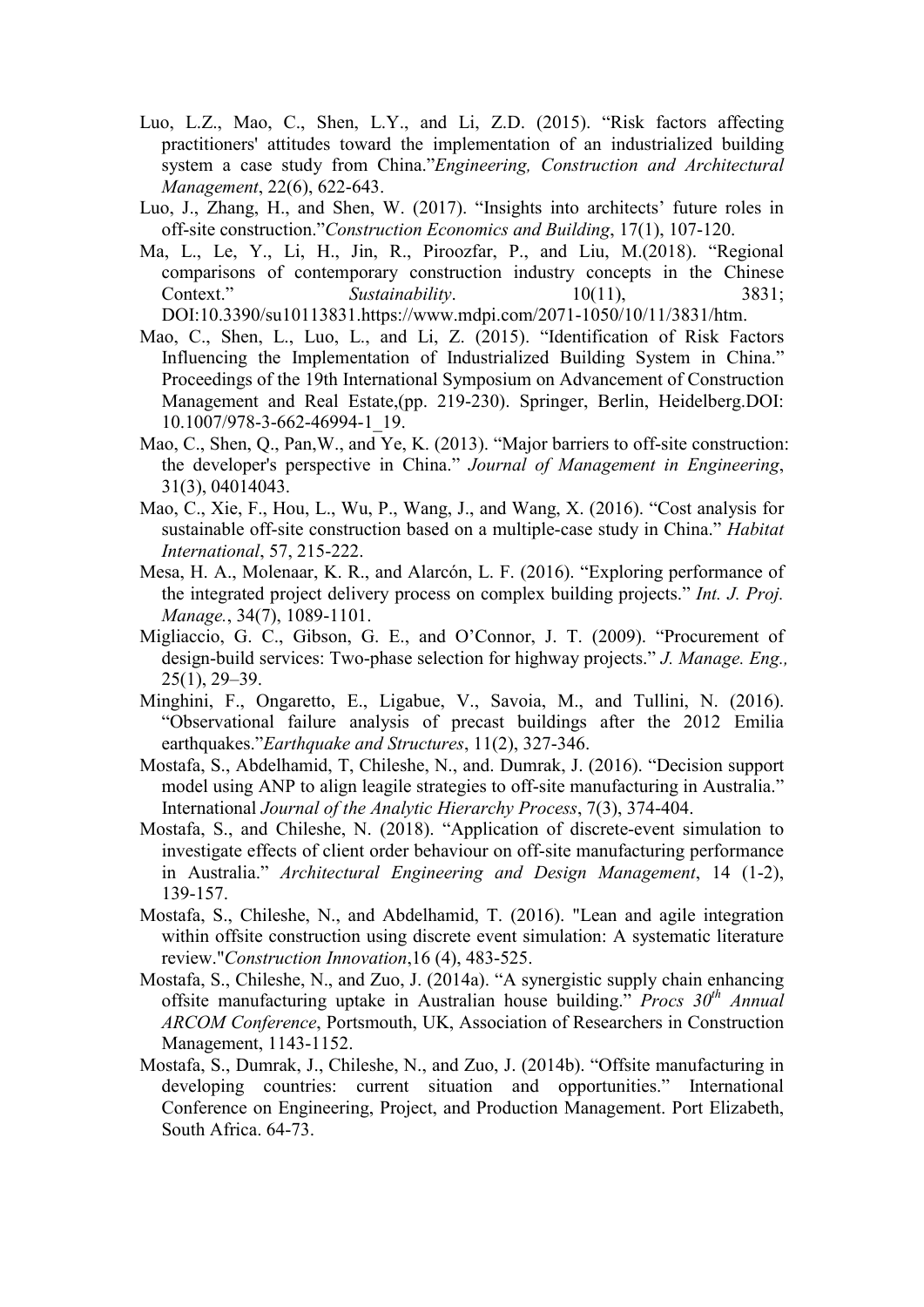Luo, L.Z., Mao, C., Shen, L.Y., and Li, Z.D. (2015). “Risk factors affecting practitioners' attitudes toward the implementation of an industrialized building system a case study from China.”*Engineering, Construction and Architectural Management*, 22(6), 622-643.

Luo, J., Zhang, H., and Shen, W. (2017). “Insights into architects’ future roles in off-site construction.”*Construction Economics and Building*, 17(1), 107-120.

Ma, L., Le, Y., Li, H., Jin, R., Piroozfar, P., and Liu, M.(2018). “Regional comparisons of contemporary construction industry concepts in the Chinese Context.” *Sustainability*. 10(11), 3831; DOI:10.3390/su10113831.https://www.mdpi.com/2071-1050/10/11/3831/htm.

Mao, C., Shen, L., Luo, L., and Li, Z. (2015). “Identification of Risk Factors Influencing the Implementation of Industrialized Building System in China.” Proceedings of the 19th International Symposium on Advancement of Construction Management and Real Estate,(pp. 219-230). Springer, Berlin, Heidelberg.DOI: 10.1007/978-3-662-46994-1_19.

Mao, C., Shen, Q., Pan,W., and Ye, K. (2013). “Major barriers to off-site construction: the developer's perspective in China.” *Journal of Management in Engineering*, 31(3), 04014043.

Mao, C., Xie, F., Hou, L., Wu, P., Wang, J., and Wang, X. (2016). “Cost analysis for sustainable off-site construction based on a multiple-case study in China.” *Habitat International*, 57, 215-222.

Mesa, H. A., Molenaar, K. R., and Alarcón, L. F. (2016). “Exploring performance of the integrated project delivery process on complex building projects.” *Int. J. Proj. Manage.*, 34(7), 1089-1101.

Migliaccio, G. C., Gibson, G. E., and O’Connor, J. T. (2009). “Procurement of design-build services: Two-phase selection for highway projects.” *J. Manage. Eng.,* 25(1), 29–39.

Minghini, F., Ongaretto, E., Ligabue, V., Savoia, M., and Tullini, N. (2016). “Observational failure analysis of precast buildings after the 2012 Emilia earthquakes.”*Earthquake and Structures*, 11(2), 327-346.

Mostafa, S., Abdelhamid, T, Chileshe, N., and. Dumrak, J. (2016). “Decision support model using ANP to align leagile strategies to off-site manufacturing in Australia.” International *Journal of the Analytic Hierarchy Process*, 7(3), 374-404.

Mostafa, S., and Chileshe, N. (2018). “Application of discrete-event simulation to investigate effects of client order behaviour on off-site manufacturing performance in Australia.” *Architectural Engineering and Design Management*, 14 (1-2), 139-157.

Mostafa, S., Chileshe, N., and Abdelhamid, T. (2016). "Lean and agile integration within offsite construction using discrete event simulation: A systematic literature review."*Construction Innovation*,16 (4), 483-525.

Mostafa, S., Chileshe, N., and Zuo, J. (2014a). “A synergistic supply chain enhancing offsite manufacturing uptake in Australian house building.” *Procs 30th Annual ARCOM Conference*, Portsmouth, UK, Association of Researchers in Construction Management, 1143-1152.

Mostafa, S., Dumrak, J., Chileshe, N., and Zuo, J. (2014b). “Offsite manufacturing in developing countries: current situation and opportunities.” International Conference on Engineering, Project, and Production Management. Port Elizabeth, South Africa. 64-73.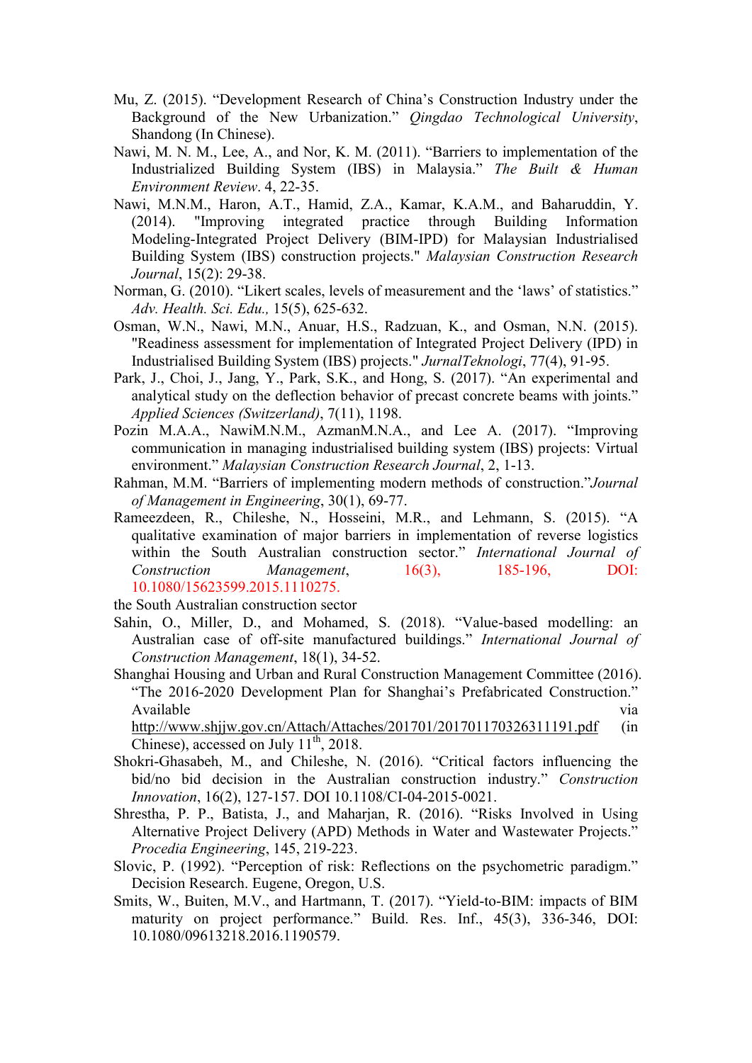Mu, Z. (2015). “Development Research of China’s Construction Industry under the Background of the New Urbanization.” *Qingdao Technological University*, Shandong (In Chinese).

Nawi, M. N. M., Lee, A., and Nor, K. M. (2011). “Barriers to implementation of the Industrialized Building System (IBS) in Malaysia.” *The Built & Human Environment Review*. 4, 22-35.

Nawi, M.N.M., Haron, A.T., Hamid, Z.A., Kamar, K.A.M., and Baharuddin, Y. (2014). "Improving integrated practice through Building Information Modeling-Integrated Project Delivery (BIM-IPD) for Malaysian Industrialised Building System (IBS) construction projects." *Malaysian Construction Research Journal*, 15(2): 29-38.

Norman, G. (2010). “Likert scales, levels of measurement and the ‘laws’ of statistics.” *Adv. Health. Sci. Edu.,* 15(5), 625-632.

Osman, W.N., Nawi, M.N., Anuar, H.S., Radzuan, K., and Osman, N.N. (2015). "Readiness assessment for implementation of Integrated Project Delivery (IPD) in Industrialised Building System (IBS) projects." *JurnalTeknologi*, 77(4), 91-95.

Park, J., Choi, J., Jang, Y., Park, S.K., and Hong, S. (2017). “An experimental and analytical study on the deflection behavior of precast concrete beams with joints.” *Applied Sciences (Switzerland)*, 7(11), 1198.

Pozin M.A.A., NawiM.N.M., AzmanM.N.A., and Lee A. (2017). “Improving communication in managing industrialised building system (IBS) projects: Virtual environment.” *Malaysian Construction Research Journal*, 2, 1-13.

Rahman, M.M. “Barriers of implementing modern methods of construction.”*Journal of Management in Engineering*, 30(1), 69-77.

Rameezdeen, R., Chileshe, N., Hosseini, M.R., and Lehmann, S. (2015). “A qualitative examination of major barriers in implementation of reverse logistics within the South Australian construction sector.” *International Journal of Construction Management*, 16(3), 185-196, DOI: 10.1080/15623599.2015.1110275.

the South Australian construction sector

Sahin, O., Miller, D., and Mohamed, S. (2018). “Value-based modelling: an Australian case of off-site manufactured buildings.” *International Journal of Construction Management*, 18(1), 34-52.

Shanghai Housing and Urban and Rural Construction Management Committee (2016). “The 2016-2020 Development Plan for Shanghai’s Prefabricated Construction.” Available via http://www.shjjw.gov.cn/Attach/Attaches/201701/20170117032631191.pdf (in Chinese), accessed on July 11th, 2018.

Shokri-Ghasabeh, M., and Chileshe, N. (2016). “Critical factors influencing the bid/no bid decision in the Australian construction industry.” *Construction Innovation*, 16(2), 127-157. DOI 10.1108/CI-04-2015-0021.

Shrestha, P. P., Batista, J., and Maharjan, R. (2016). “Risks Involved in Using Alternative Project Delivery (APD) Methods in Water and Wastewater Projects.” *Procedia Engineering*, 145, 219-223.

Slovic, P. (1992). “Perception of risk: Reflections on the psychometric paradigm.” Decision Research. Eugene, Oregon, U.S.

Smits, W., Buiten, M.V., and Hartmann, T. (2017). “Yield-to-BIM: impacts of BIM maturity on project performance.” Build. Res. Inf., 45(3), 336-346, DOI: 10.1080/09613218.2016.1190579.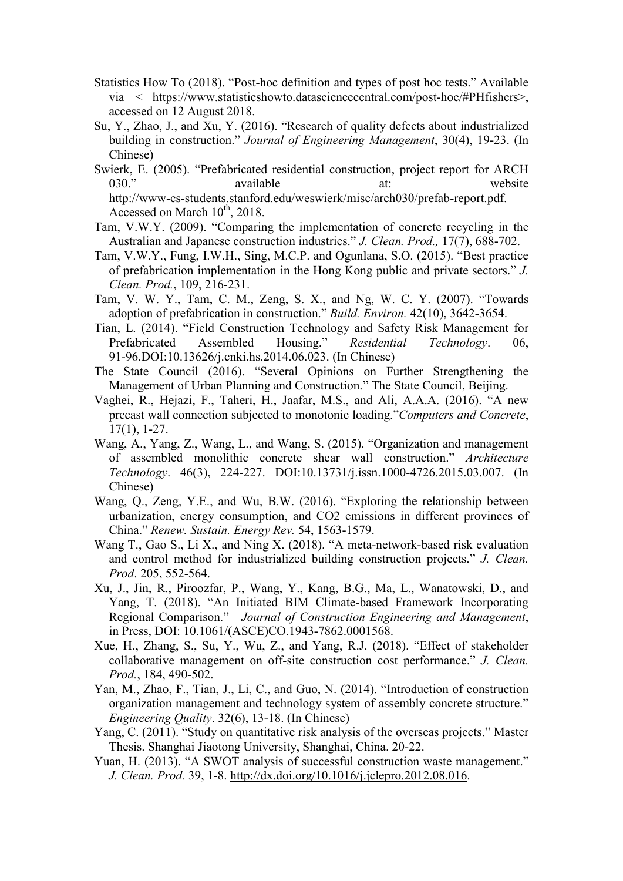Statistics How To (2018). "Post-hoc definition and types of post hoc tests." Available via < https://www.statisticshowto.datasciencecentral.com/post-hoc/#PHfishers>, accessed on 12 August 2018.

Su, Y., Zhao, J., and Xu, Y. (2016). "Research of quality defects about industrialized building in construction." *Journal of Engineering Management*, 30(4), 19-23. (In Chinese)

Swierk, E. (2005). "Prefabricated residential construction, project report for ARCH 030." available at: website http://www-cs-students.stanford.edu/weswierk/misc/arch030/prefab-report.pdf. Accessed on March 10th, 2018.

Tam, V.W.Y. (2009). "Comparing the implementation of concrete recycling in the Australian and Japanese construction industries." *J. Clean. Prod.,* 17(7), 688-702.

Tam, V.W.Y., Fung, I.W.H., Sing, M.C.P. and Ogunlana, S.O. (2015). "Best practice of prefabrication implementation in the Hong Kong public and private sectors." *J. Clean. Prod.*, 109, 216-231.

Tam, V. W. Y., Tam, C. M., Zeng, S. X., and Ng, W. C. Y. (2007). "Towards adoption of prefabrication in construction." *Build. Environ.* 42(10), 3642-3654.

Tian, L. (2014). "Field Construction Technology and Safety Risk Management for Prefabricated Assembled Housing." *Residential Technology*. 06, 91-96.DOI:10.13626/j.cnki.hs.2014.06.023. (In Chinese)

The State Council (2016). "Several Opinions on Further Strengthening the Management of Urban Planning and Construction." The State Council, Beijing.

Vaghei, R., Hejazi, F., Taheri, H., Jaafar, M.S., and Ali, A.A.A. (2016). "A new precast wall connection subjected to monotonic loading."*Computers and Concrete*, 17(1), 1-27.

Wang, A., Yang, Z., Wang, L., and Wang, S. (2015). "Organization and management of assembled monolithic concrete shear wall construction." *Architecture Technology*. 46(3), 224-227. DOI:10.13731/j.issn.1000-4726.2015.03.007. (In Chinese)

Wang, Q., Zeng, Y.E., and Wu, B.W. (2016). "Exploring the relationship between urbanization, energy consumption, and CO2 emissions in different provinces of China." *Renew. Sustain. Energy Rev.* 54, 1563-1579.

Wang T., Gao S., Li X., and Ning X. (2018). "A meta-network-based risk evaluation and control method for industrialized building construction projects." *J. Clean. Prod*. 205, 552-564.

Xu, J., Jin, R., Piroozfar, P., Wang, Y., Kang, B.G., Ma, L., Wanatowski, D., and Yang, T. (2018). "An Initiated BIM Climate-based Framework Incorporating Regional Comparison." *Journal of Construction Engineering and Management*, in Press, DOI: 10.1061/(ASCE)CO.1943-7862.0001568.

Xue, H., Zhang, S., Su, Y., Wu, Z., and Yang, R.J. (2018). "Effect of stakeholder collaborative management on off-site construction cost performance." *J. Clean. Prod.*, 184, 490-502.

Yan, M., Zhao, F., Tian, J., Li, C., and Guo, N. (2014). "Introduction of construction organization management and technology system of assembly concrete structure." *Engineering Quality*. 32(6), 13-18. (In Chinese)

Yang, C. (2011). "Study on quantitative risk analysis of the overseas projects." Master Thesis. Shanghai Jiaotong University, Shanghai, China. 20-22.

Yuan, H. (2013). "A SWOT analysis of successful construction waste management." *J. Clean. Prod.* 39, 1-8. http://dx.doi.org/10.1016/j.jclepro.2012.08.016.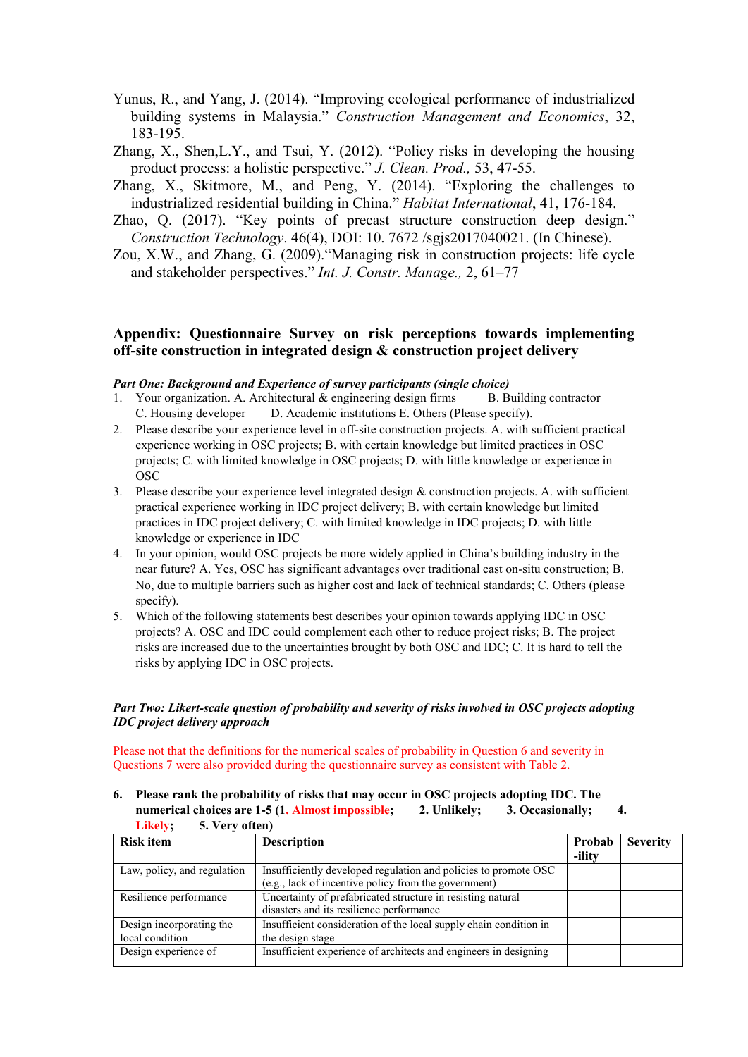Yunus, R., and Yang, J. (2014). "Improving ecological performance of industrialized building systems in Malaysia." *Construction Management and Economics*, 32, 183-195.

Zhang, X., Shen,L.Y., and Tsui, Y. (2012). "Policy risks in developing the housing product process: a holistic perspective." *J. Clean. Prod.,* 53, 47-55.

Zhang, X., Skitmore, M., and Peng, Y. (2014). "Exploring the challenges to industrialized residential building in China." *Habitat International*, 41, 176-184.

Zhao, Q. (2017). "Key points of precast structure construction deep design." *Construction Technology*. 46(4), DOI: 10. 7672 /sgjs2017040021. (In Chinese).

Zou, X.W., and Zhang, G. (2009)."Managing risk in construction projects: life cycle and stakeholder perspectives." *Int. J. Constr. Manage.,* 2, 61–77

## Appendix: Questionnaire Survey on risk perceptions towards implementing off-site construction in integrated design & construction project delivery

***Part One: Background and Experience of survey participants (single choice)***

1. Your organization. A. Architectural & engineering design firms B. Building contractor C. Housing developer D. Academic institutions E. Others (Please specify).
2. Please describe your experience level in off-site construction projects. A. with sufficient practical experience working in OSC projects; B. with certain knowledge but limited practices in OSC projects; C. with limited knowledge in OSC projects; D. with little knowledge or experience in OSC
3. Please describe your experience level integrated design & construction projects. A. with sufficient practical experience working in IDC project delivery; B. with certain knowledge but limited practices in IDC project delivery; C. with limited knowledge in IDC projects; D. with little knowledge or experience in IDC
4. In your opinion, would OSC projects be more widely applied in China's building industry in the near future? A. Yes, OSC has significant advantages over traditional cast on-situ construction; B. No, due to multiple barriers such as higher cost and lack of technical standards; C. Others (please specify).
5. Which of the following statements best describes your opinion towards applying IDC in OSC projects? A. OSC and IDC could complement each other to reduce project risks; B. The project risks are increased due to the uncertainties brought by both OSC and IDC; C. It is hard to tell the risks by applying IDC in OSC projects.

***Part Two: Likert-scale question of probability and severity of risks involved in OSC projects adopting IDC project delivery approach***

Please not that the definitions for the numerical scales of probability in Question 6 and severity in Questions 7 were also provided during the questionnaire survey as consistent with Table 2.

6. **Please rank the probability of risks that may occur in OSC projects adopting IDC. The numerical choices are 1-5 (1. Almost impossible; 2. Unlikely; 3. Occasionally; 4. Likely; 5. Very often)**

| Risk item | Description | Probab-ility | Severity |
|---|---|---|---|
| Law, policy, and regulation | Insufficiently developed regulation and policies to promote OSC (e.g., lack of incentive policy from the government) | | |
| Resilience performance | Uncertainty of prefabricated structure in resisting natural disasters and its resilience performance | | |
| Design incorporating the local condition | Insufficient consideration of the local supply chain condition in the design stage | | |
| Design experience of | Insufficient experience of architects and engineers in designing | | |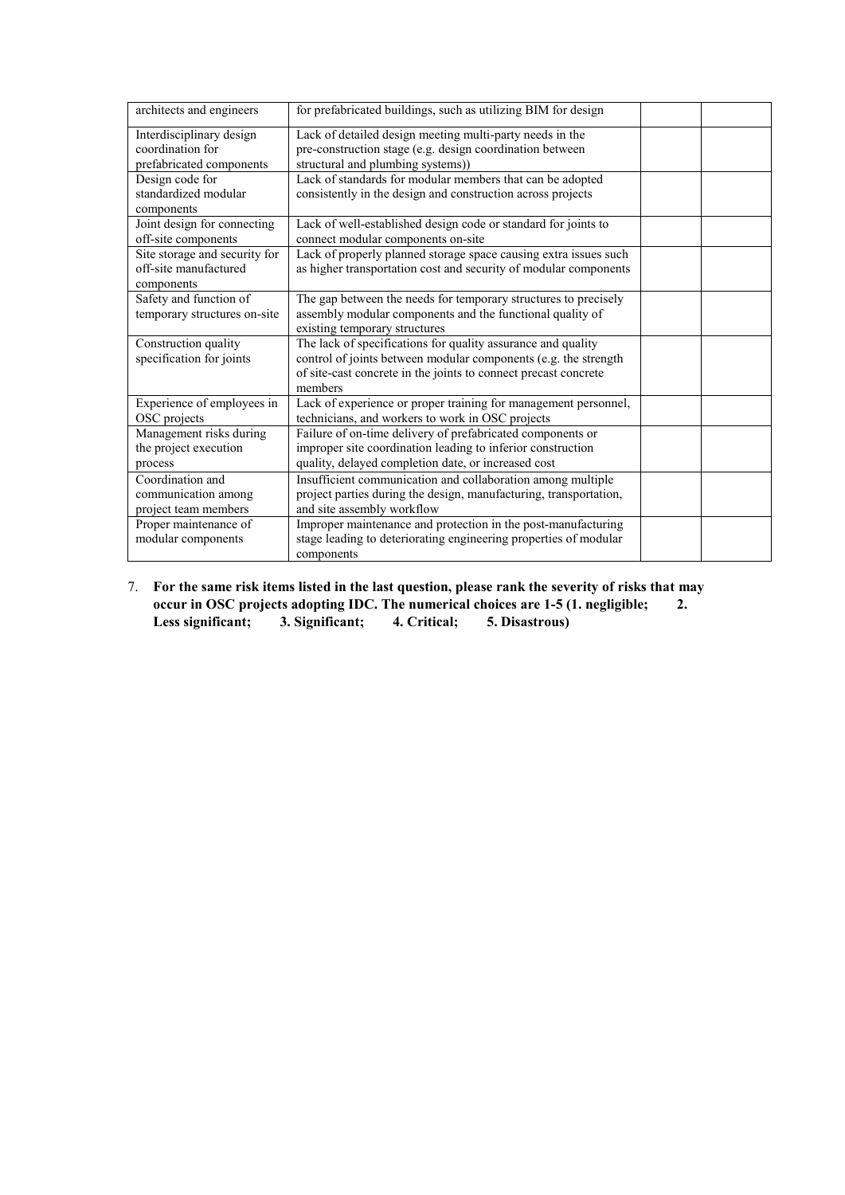| | | | |
|---|---|---|---|
| architects and engineers | for prefabricated buildings, such as utilizing BIM for design | | |
| Interdisciplinary design coordination for prefabricated components | Lack of detailed design meeting multi-party needs in the pre-construction stage (e.g. design coordination between structural and plumbing systems)) | | |
| Design code for standardized modular components | Lack of standards for modular members that can be adopted consistently in the design and construction across projects | | |
| Joint design for connecting off-site components | Lack of well-established design code or standard for joints to connect modular components on-site | | |
| Site storage and security for off-site manufactured components | Lack of properly planned storage space causing extra issues such as higher transportation cost and security of modular components | | |
| Safety and function of temporary structures on-site | The gap between the needs for temporary structures to precisely assembly modular components and the functional quality of existing temporary structures | | |
| Construction quality specification for joints | The lack of specifications for quality assurance and quality control of joints between modular components (e.g. the strength of site-cast concrete in the joints to connect precast concrete members | | |
| Experience of employees in OSC projects | Lack of experience or proper training for management personnel, technicians, and workers to work in OSC projects | | |
| Management risks during the project execution process | Failure of on-time delivery of prefabricated components or improper site coordination leading to inferior construction quality, delayed completion date, or increased cost | | |
| Coordination and communication among project team members | Insufficient communication and collaboration among multiple project parties during the design, manufacturing, transportation, and site assembly workflow | | |
| Proper maintenance of modular components | Improper maintenance and protection in the post-manufacturing stage leading to deteriorating engineering properties of modular components | | |

7. **For the same risk items listed in the last question, please rank the severity of risks that may occur in OSC projects adopting IDC. The numerical choices are 1-5 (1. negligible; 2. Less significant; 3. Significant; 4. Critical; 5. Disastrous)**